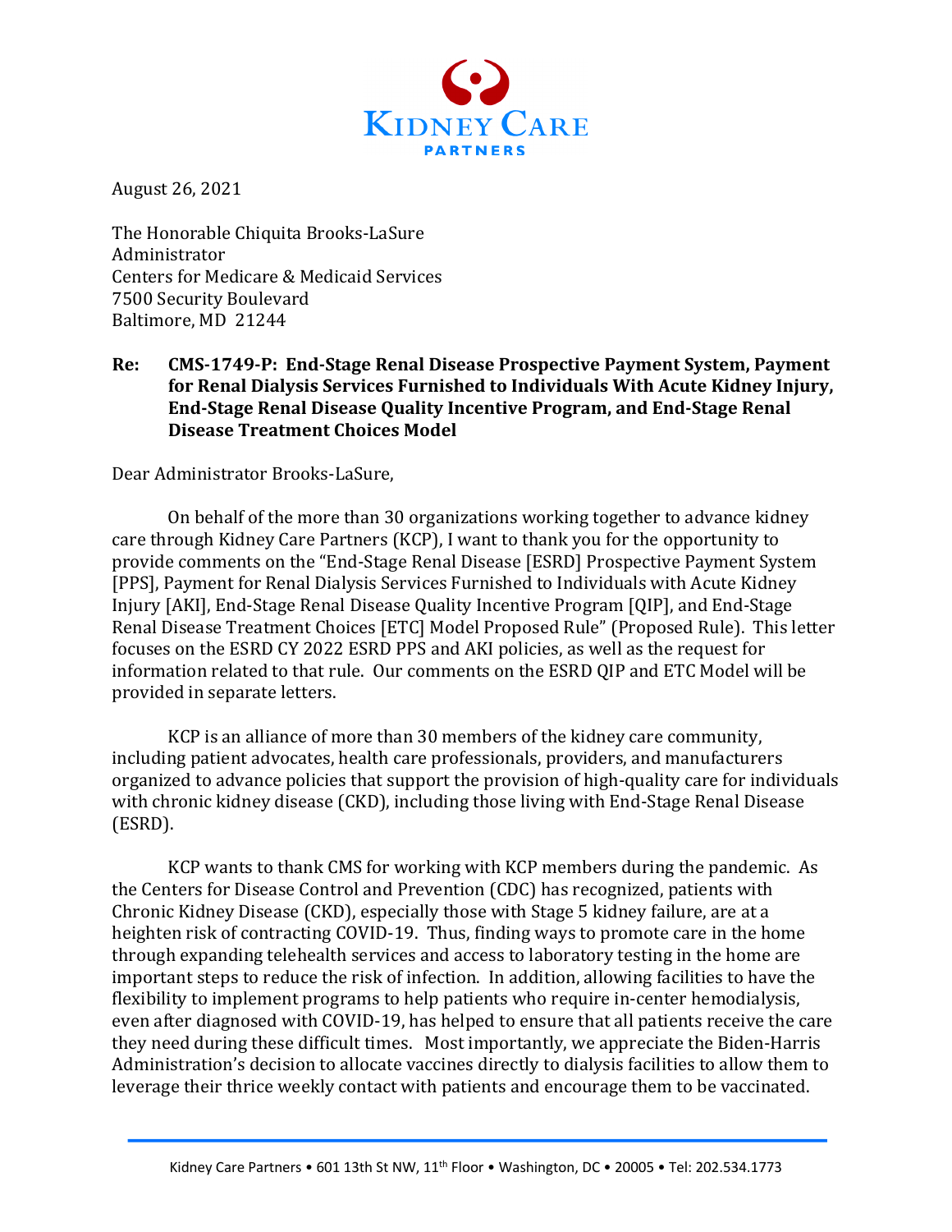KIDNEY CARE PARTNERS

August 26, 2021

The Honorable Chiquita Brooks-LaSure
Administrator
Centers for Medicare & Medicaid Services
7500 Security Boulevard
Baltimore, MD 21244

**Re: CMS-1749-P: End-Stage Renal Disease Prospective Payment System, Payment for Renal Dialysis Services Furnished to Individuals With Acute Kidney Injury, End-Stage Renal Disease Quality Incentive Program, and End-Stage Renal Disease Treatment Choices Model**

Dear Administrator Brooks-LaSure,

On behalf of the more than 30 organizations working together to advance kidney care through Kidney Care Partners (KCP), I want to thank you for the opportunity to provide comments on the "End-Stage Renal Disease [ESRD] Prospective Payment System [PPS], Payment for Renal Dialysis Services Furnished to Individuals with Acute Kidney Injury [AKI], End-Stage Renal Disease Quality Incentive Program [QIP], and End-Stage Renal Disease Treatment Choices [ETC] Model Proposed Rule" (Proposed Rule). This letter focuses on the ESRD CY 2022 ESRD PPS and AKI policies, as well as the request for information related to that rule. Our comments on the ESRD QIP and ETC Model will be provided in separate letters.

KCP is an alliance of more than 30 members of the kidney care community, including patient advocates, health care professionals, providers, and manufacturers organized to advance policies that support the provision of high-quality care for individuals with chronic kidney disease (CKD), including those living with End-Stage Renal Disease (ESRD).

KCP wants to thank CMS for working with KCP members during the pandemic. As the Centers for Disease Control and Prevention (CDC) has recognized, patients with Chronic Kidney Disease (CKD), especially those with Stage 5 kidney failure, are at a heighten risk of contracting COVID-19. Thus, finding ways to promote care in the home through expanding telehealth services and access to laboratory testing in the home are important steps to reduce the risk of infection. In addition, allowing facilities to have the flexibility to implement programs to help patients who require in-center hemodialysis, even after diagnosed with COVID-19, has helped to ensure that all patients receive the care they need during these difficult times. Most importantly, we appreciate the Biden-Harris Administration's decision to allocate vaccines directly to dialysis facilities to allow them to leverage their thrice weekly contact with patients and encourage them to be vaccinated.

Kidney Care Partners • 601 13th St NW, 11th Floor • Washington, DC • 20005 • Tel: 202.534.1773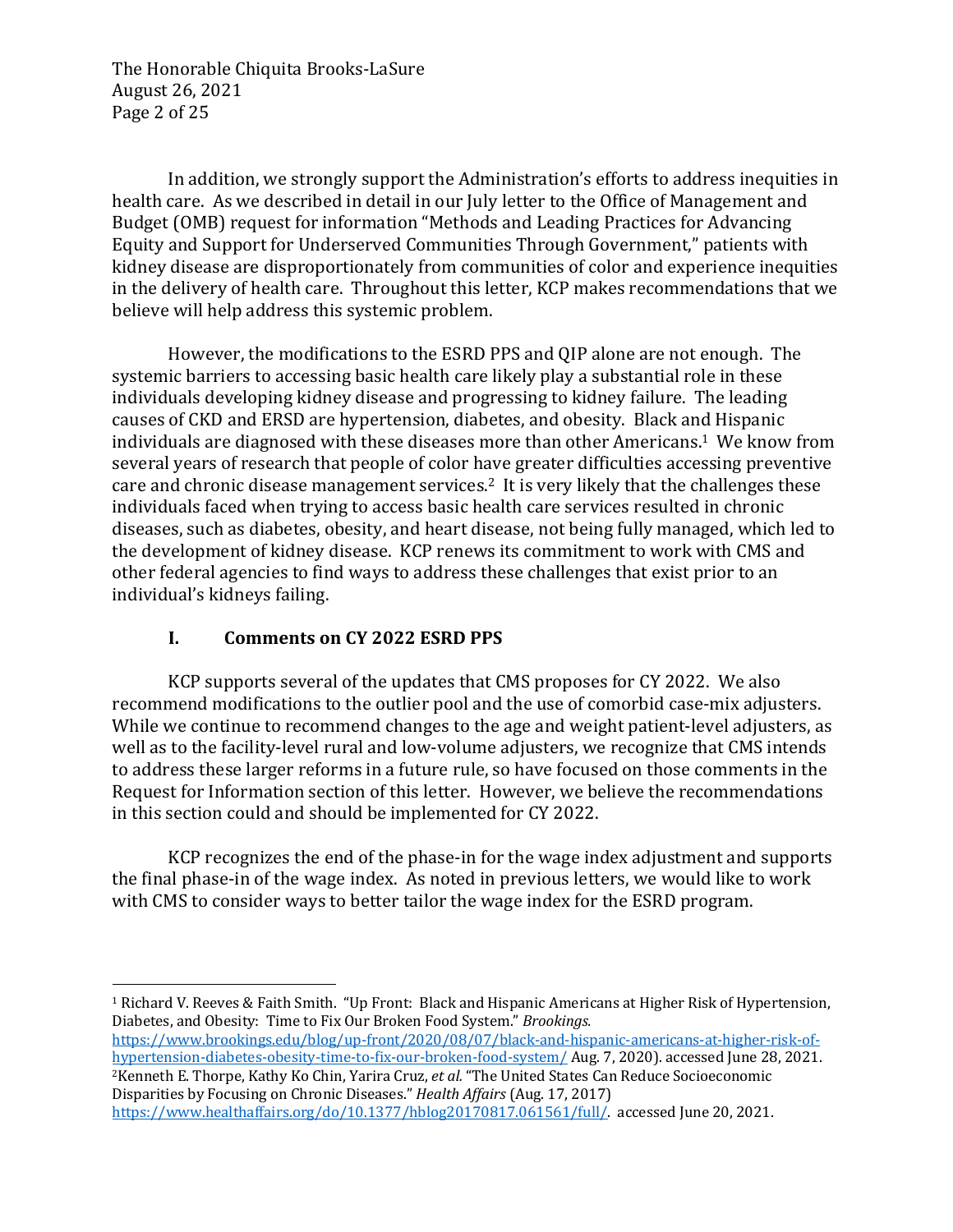In addition, we strongly support the Administration's efforts to address inequities in health care. As we described in detail in our July letter to the Office of Management and Budget (OMB) request for information "Methods and Leading Practices for Advancing Equity and Support for Underserved Communities Through Government," patients with kidney disease are disproportionately from communities of color and experience inequities in the delivery of health care. Throughout this letter, KCP makes recommendations that we believe will help address this systemic problem.

However, the modifications to the ESRD PPS and QIP alone are not enough. The systemic barriers to accessing basic health care likely play a substantial role in these individuals developing kidney disease and progressing to kidney failure. The leading causes of CKD and ERSD are hypertension, diabetes, and obesity. Black and Hispanic individuals are diagnosed with these diseases more than other Americans.[1] We know from several years of research that people of color have greater difficulties accessing preventive care and chronic disease management services.[2] It is very likely that the challenges these individuals faced when trying to access basic health care services resulted in chronic diseases, such as diabetes, obesity, and heart disease, not being fully managed, which led to the development of kidney disease. KCP renews its commitment to work with CMS and other federal agencies to find ways to address these challenges that exist prior to an individual's kidneys failing.

## I. Comments on CY 2022 ESRD PPS

KCP supports several of the updates that CMS proposes for CY 2022. We also recommend modifications to the outlier pool and the use of comorbid case-mix adjusters. While we continue to recommend changes to the age and weight patient-level adjusters, as well as to the facility-level rural and low-volume adjusters, we recognize that CMS intends to address these larger reforms in a future rule, so have focused on those comments in the Request for Information section of this letter. However, we believe the recommendations in this section could and should be implemented for CY 2022.

KCP recognizes the end of the phase-in for the wage index adjustment and supports the final phase-in of the wage index. As noted in previous letters, we would like to work with CMS to consider ways to better tailor the wage index for the ESRD program.

---

[1] Richard V. Reeves & Faith Smith. "Up Front: Black and Hispanic Americans at Higher Risk of Hypertension, Diabetes, and Obesity: Time to Fix Our Broken Food System." *Brookings.* https://www.brookings.edu/blog/up-front/2020/08/07/black-and-hispanic-americans-at-higher-risk-of-hypertension-diabetes-obesity-time-to-fix-our-broken-food-system/ Aug. 7, 2020). accessed June 28, 2021.

[2] Kenneth E. Thorpe, Kathy Ko Chin, Yarira Cruz, *et al.* "The United States Can Reduce Socioeconomic Disparities by Focusing on Chronic Diseases." *Health Affairs* (Aug. 17, 2017) https://www.healthaffairs.org/do/10.1377/hblog20170817.061561/full/. accessed June 20, 2021.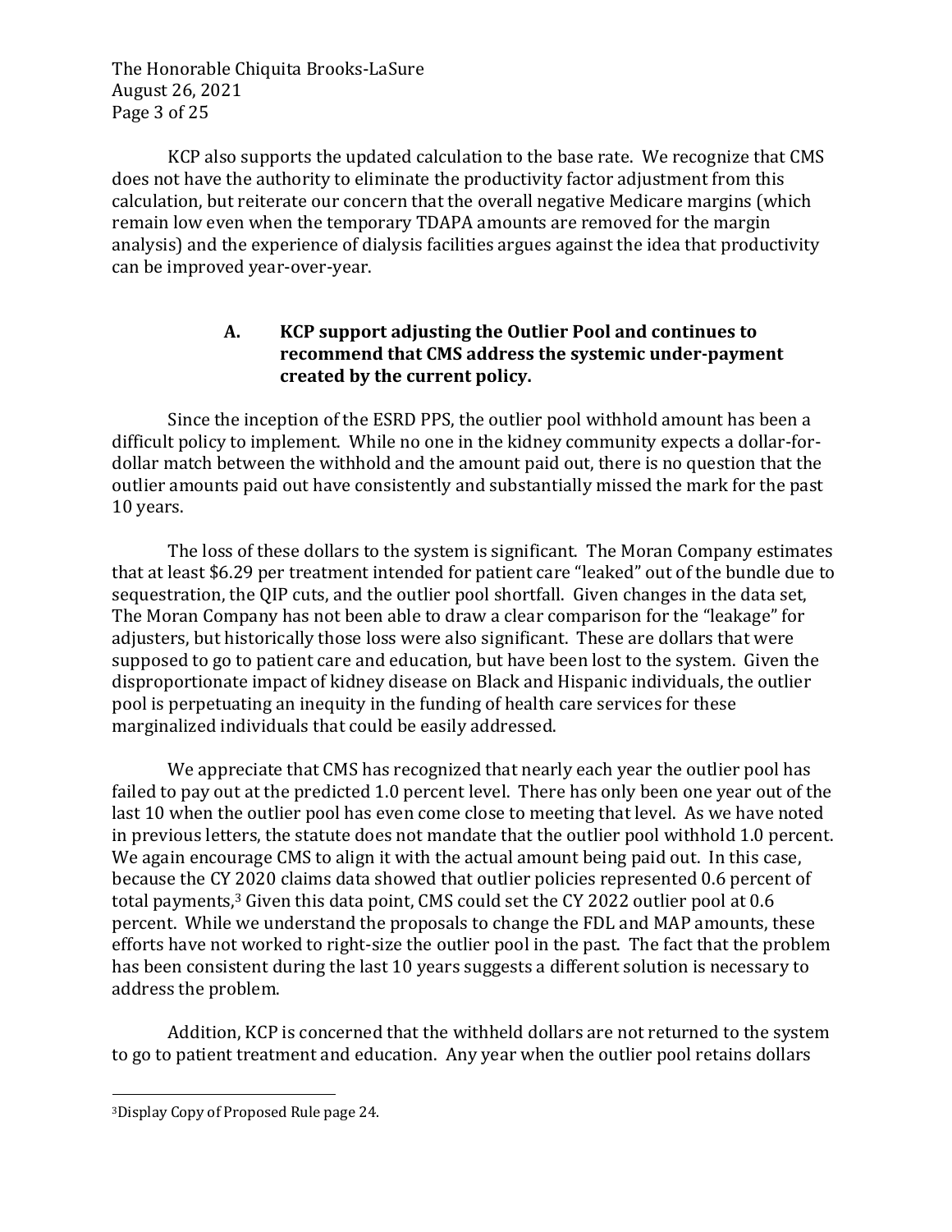KCP also supports the updated calculation to the base rate. We recognize that CMS does not have the authority to eliminate the productivity factor adjustment from this calculation, but reiterate our concern that the overall negative Medicare margins (which remain low even when the temporary TDAPA amounts are removed for the margin analysis) and the experience of dialysis facilities argues against the idea that productivity can be improved year-over-year.

### A. KCP support adjusting the Outlier Pool and continues to recommend that CMS address the systemic under-payment created by the current policy.

Since the inception of the ESRD PPS, the outlier pool withhold amount has been a difficult policy to implement. While no one in the kidney community expects a dollar-for-dollar match between the withhold and the amount paid out, there is no question that the outlier amounts paid out have consistently and substantially missed the mark for the past 10 years.

The loss of these dollars to the system is significant. The Moran Company estimates that at least $6.29 per treatment intended for patient care "leaked" out of the bundle due to sequestration, the QIP cuts, and the outlier pool shortfall. Given changes in the data set, The Moran Company has not been able to draw a clear comparison for the "leakage" for adjusters, but historically those loss were also significant. These are dollars that were supposed to go to patient care and education, but have been lost to the system. Given the disproportionate impact of kidney disease on Black and Hispanic individuals, the outlier pool is perpetuating an inequity in the funding of health care services for these marginalized individuals that could be easily addressed.

We appreciate that CMS has recognized that nearly each year the outlier pool has failed to pay out at the predicted 1.0 percent level. There has only been one year out of the last 10 when the outlier pool has even come close to meeting that level. As we have noted in previous letters, the statute does not mandate that the outlier pool withhold 1.0 percent. We again encourage CMS to align it with the actual amount being paid out. In this case, because the CY 2020 claims data showed that outlier policies represented 0.6 percent of total payments,[3] Given this data point, CMS could set the CY 2022 outlier pool at 0.6 percent. While we understand the proposals to change the FDL and MAP amounts, these efforts have not worked to right-size the outlier pool in the past. The fact that the problem has been consistent during the last 10 years suggests a different solution is necessary to address the problem.

Addition, KCP is concerned that the withheld dollars are not returned to the system to go to patient treatment and education. Any year when the outlier pool retains dollars

[3]Display Copy of Proposed Rule page 24.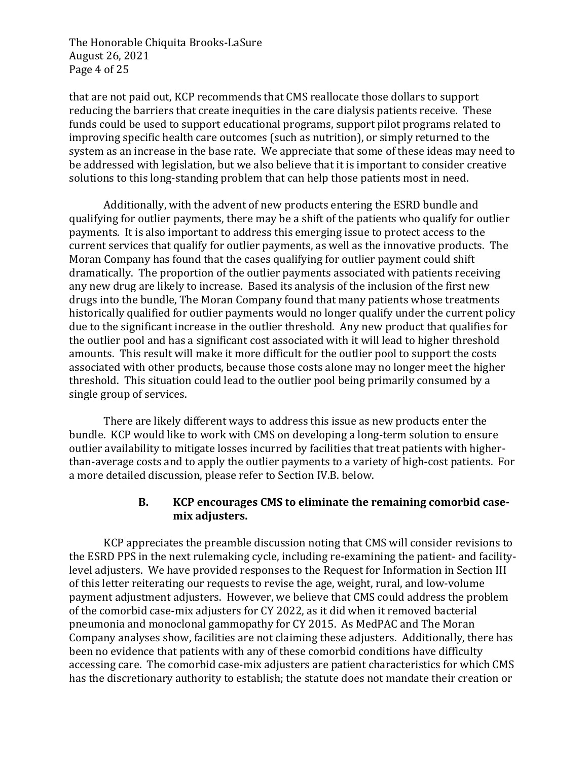that are not paid out, KCP recommends that CMS reallocate those dollars to support reducing the barriers that create inequities in the care dialysis patients receive. These funds could be used to support educational programs, support pilot programs related to improving specific health care outcomes (such as nutrition), or simply returned to the system as an increase in the base rate. We appreciate that some of these ideas may need to be addressed with legislation, but we also believe that it is important to consider creative solutions to this long-standing problem that can help those patients most in need.

Additionally, with the advent of new products entering the ESRD bundle and qualifying for outlier payments, there may be a shift of the patients who qualify for outlier payments. It is also important to address this emerging issue to protect access to the current services that qualify for outlier payments, as well as the innovative products. The Moran Company has found that the cases qualifying for outlier payment could shift dramatically. The proportion of the outlier payments associated with patients receiving any new drug are likely to increase. Based its analysis of the inclusion of the first new drugs into the bundle, The Moran Company found that many patients whose treatments historically qualified for outlier payments would no longer qualify under the current policy due to the significant increase in the outlier threshold. Any new product that qualifies for the outlier pool and has a significant cost associated with it will lead to higher threshold amounts. This result will make it more difficult for the outlier pool to support the costs associated with other products, because those costs alone may no longer meet the higher threshold. This situation could lead to the outlier pool being primarily consumed by a single group of services.

There are likely different ways to address this issue as new products enter the bundle. KCP would like to work with CMS on developing a long-term solution to ensure outlier availability to mitigate losses incurred by facilities that treat patients with higher-than-average costs and to apply the outlier payments to a variety of high-cost patients. For a more detailed discussion, please refer to Section IV.B. below.

### B. KCP encourages CMS to eliminate the remaining comorbid case-mix adjusters.

KCP appreciates the preamble discussion noting that CMS will consider revisions to the ESRD PPS in the next rulemaking cycle, including re-examining the patient- and facility-level adjusters. We have provided responses to the Request for Information in Section III of this letter reiterating our requests to revise the age, weight, rural, and low-volume payment adjustment adjusters. However, we believe that CMS could address the problem of the comorbid case-mix adjusters for CY 2022, as it did when it removed bacterial pneumonia and monoclonal gammopathy for CY 2015. As MedPAC and The Moran Company analyses show, facilities are not claiming these adjusters. Additionally, there has been no evidence that patients with any of these comorbid conditions have difficulty accessing care. The comorbid case-mix adjusters are patient characteristics for which CMS has the discretionary authority to establish; the statute does not mandate their creation or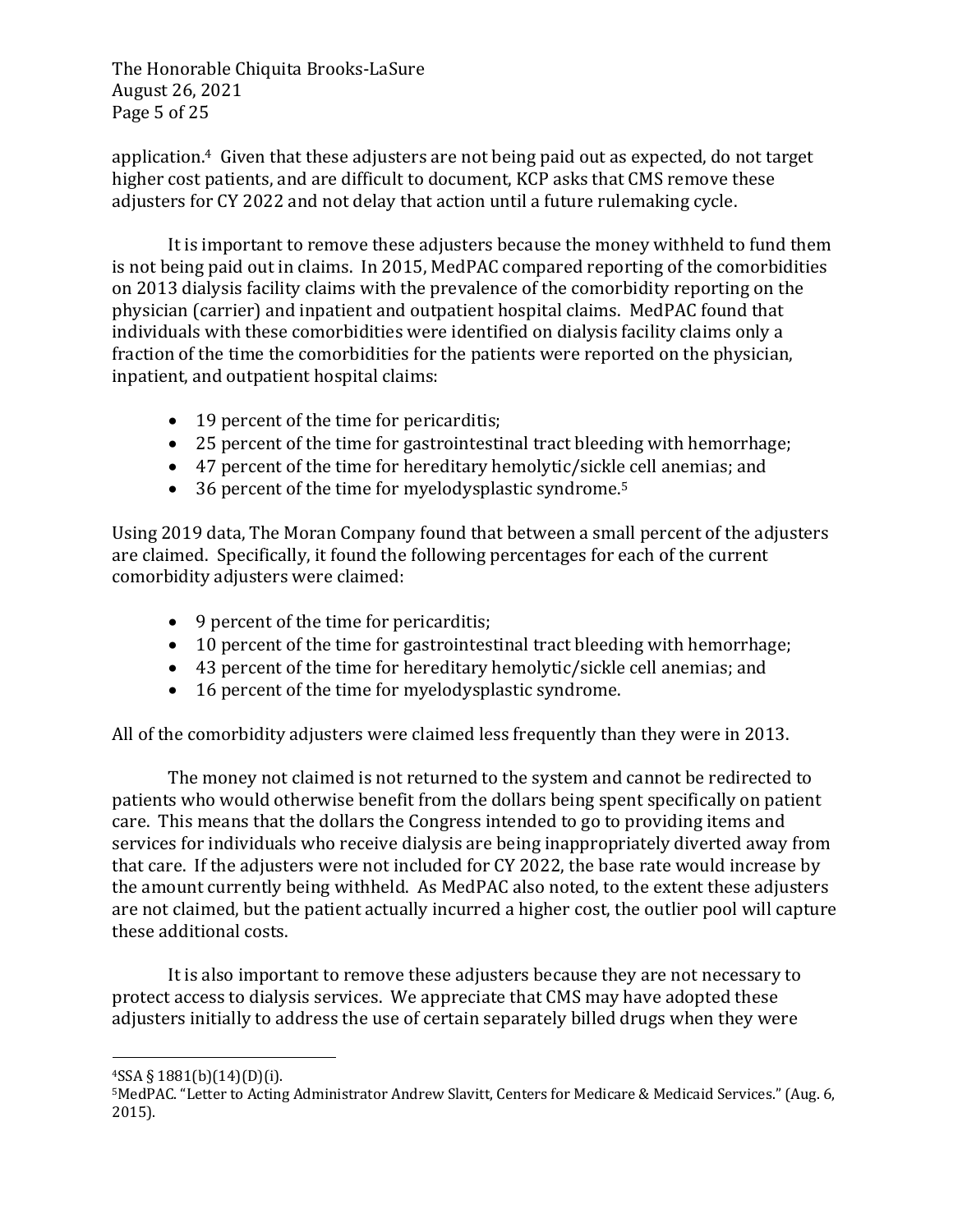application.[4] Given that these adjusters are not being paid out as expected, do not target higher cost patients, and are difficult to document, KCP asks that CMS remove these adjusters for CY 2022 and not delay that action until a future rulemaking cycle.

It is important to remove these adjusters because the money withheld to fund them is not being paid out in claims. In 2015, MedPAC compared reporting of the comorbidities on 2013 dialysis facility claims with the prevalence of the comorbidity reporting on the physician (carrier) and inpatient and outpatient hospital claims. MedPAC found that individuals with these comorbidities were identified on dialysis facility claims only a fraction of the time the comorbidities for the patients were reported on the physician, inpatient, and outpatient hospital claims:

- 19 percent of the time for pericarditis;
- 25 percent of the time for gastrointestinal tract bleeding with hemorrhage;
- 47 percent of the time for hereditary hemolytic/sickle cell anemias; and
- 36 percent of the time for myelodysplastic syndrome.[5]

Using 2019 data, The Moran Company found that between a small percent of the adjusters are claimed. Specifically, it found the following percentages for each of the current comorbidity adjusters were claimed:

- 9 percent of the time for pericarditis;
- 10 percent of the time for gastrointestinal tract bleeding with hemorrhage;
- 43 percent of the time for hereditary hemolytic/sickle cell anemias; and
- 16 percent of the time for myelodysplastic syndrome.

All of the comorbidity adjusters were claimed less frequently than they were in 2013.

The money not claimed is not returned to the system and cannot be redirected to patients who would otherwise benefit from the dollars being spent specifically on patient care. This means that the dollars the Congress intended to go to providing items and services for individuals who receive dialysis are being inappropriately diverted away from that care. If the adjusters were not included for CY 2022, the base rate would increase by the amount currently being withheld. As MedPAC also noted, to the extent these adjusters are not claimed, but the patient actually incurred a higher cost, the outlier pool will capture these additional costs.

It is also important to remove these adjusters because they are not necessary to protect access to dialysis services. We appreciate that CMS may have adopted these adjusters initially to address the use of certain separately billed drugs when they were

---

[4] SSA § 1881(b)(14)(D)(i).

[5] MedPAC. "Letter to Acting Administrator Andrew Slavitt, Centers for Medicare & Medicaid Services." (Aug. 6, 2015).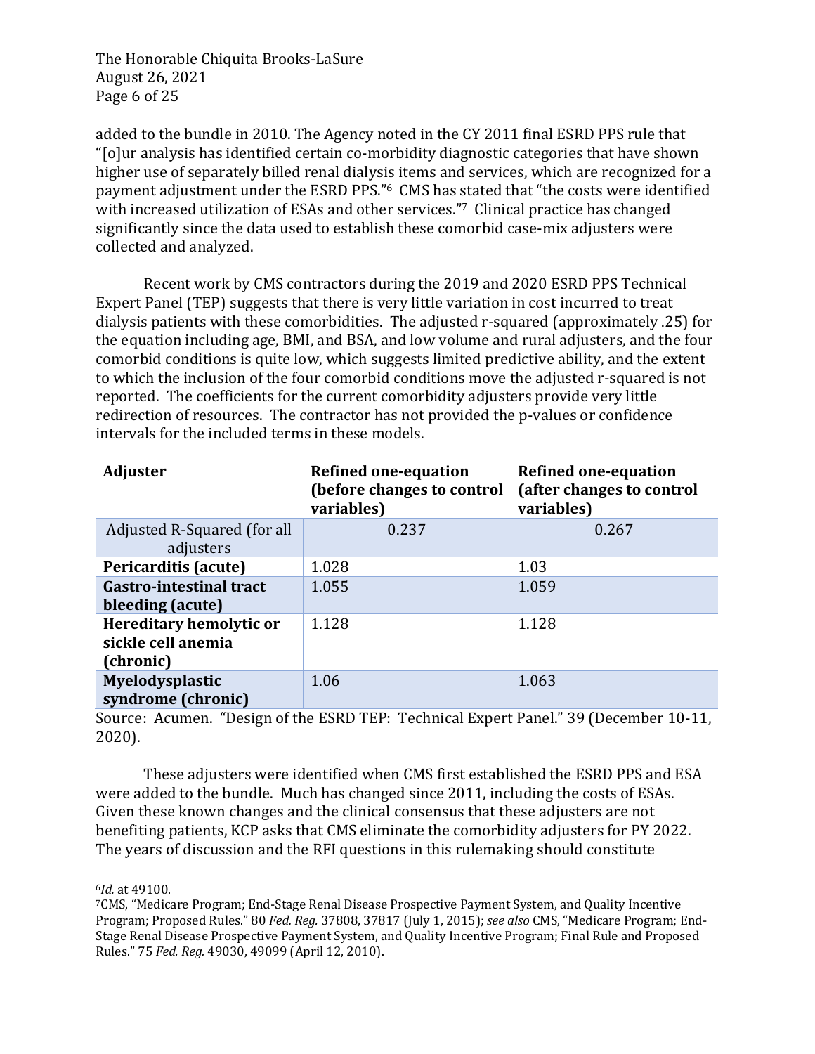added to the bundle in 2010. The Agency noted in the CY 2011 final ESRD PPS rule that "[o]ur analysis has identified certain co-morbidity diagnostic categories that have shown higher use of separately billed renal dialysis items and services, which are recognized for a payment adjustment under the ESRD PPS."[6] CMS has stated that "the costs were identified with increased utilization of ESAs and other services."[7] Clinical practice has changed significantly since the data used to establish these comorbid case-mix adjusters were collected and analyzed.

Recent work by CMS contractors during the 2019 and 2020 ESRD PPS Technical Expert Panel (TEP) suggests that there is very little variation in cost incurred to treat dialysis patients with these comorbidities. The adjusted r-squared (approximately .25) for the equation including age, BMI, and BSA, and low volume and rural adjusters, and the four comorbid conditions is quite low, which suggests limited predictive ability, and the extent to which the inclusion of the four comorbid conditions move the adjusted r-squared is not reported. The coefficients for the current comorbidity adjusters provide very little redirection of resources. The contractor has not provided the p-values or confidence intervals for the included terms in these models.

| Adjuster | Refined one-equation (before changes to control variables) | Refined one-equation (after changes to control variables) |
|---|---|---|
| Adjusted R-Squared (for all adjusters | 0.237 | 0.267 |
| **Pericarditis (acute)** | 1.028 | 1.03 |
| **Gastro-intestinal tract bleeding (acute)** | 1.055 | 1.059 |
| **Hereditary hemolytic or sickle cell anemia (chronic)** | 1.128 | 1.128 |
| **Myelodysplastic syndrome (chronic)** | 1.06 | 1.063 |

Source: Acumen. "Design of the ESRD TEP: Technical Expert Panel." 39 (December 10-11, 2020).

These adjusters were identified when CMS first established the ESRD PPS and ESA were added to the bundle. Much has changed since 2011, including the costs of ESAs. Given these known changes and the clinical consensus that these adjusters are not benefiting patients, KCP asks that CMS eliminate the comorbidity adjusters for PY 2022. The years of discussion and the RFI questions in this rulemaking should constitute

---

[6] *Id.* at 49100.

[7] CMS, "Medicare Program; End-Stage Renal Disease Prospective Payment System, and Quality Incentive Program; Proposed Rules." 80 *Fed. Reg.* 37808, 37817 (July 1, 2015); *see also* CMS, "Medicare Program; End-Stage Renal Disease Prospective Payment System, and Quality Incentive Program; Final Rule and Proposed Rules." 75 *Fed. Reg.* 49030, 49099 (April 12, 2010).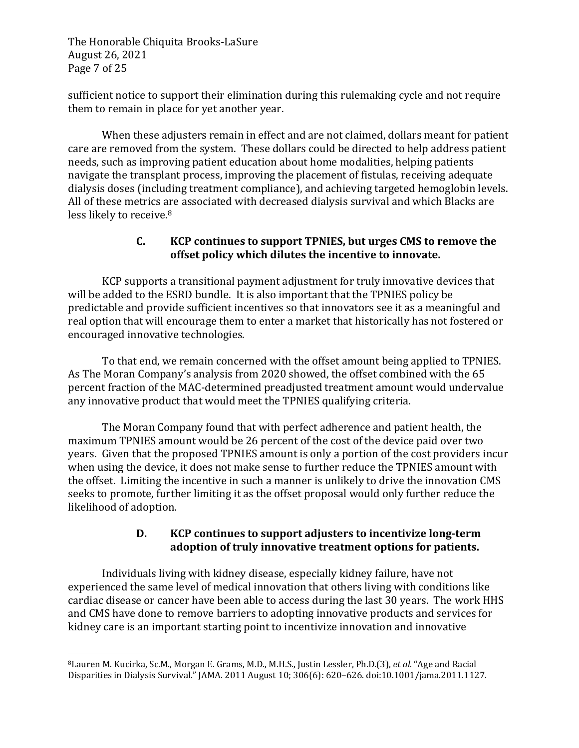sufficient notice to support their elimination during this rulemaking cycle and not require them to remain in place for yet another year.

When these adjusters remain in effect and are not claimed, dollars meant for patient care are removed from the system. These dollars could be directed to help address patient needs, such as improving patient education about home modalities, helping patients navigate the transplant process, improving the placement of fistulas, receiving adequate dialysis doses (including treatment compliance), and achieving targeted hemoglobin levels. All of these metrics are associated with decreased dialysis survival and which Blacks are less likely to receive.[8]

### C. KCP continues to support TPNIES, but urges CMS to remove the offset policy which dilutes the incentive to innovate.

KCP supports a transitional payment adjustment for truly innovative devices that will be added to the ESRD bundle. It is also important that the TPNIES policy be predictable and provide sufficient incentives so that innovators see it as a meaningful and real option that will encourage them to enter a market that historically has not fostered or encouraged innovative technologies.

To that end, we remain concerned with the offset amount being applied to TPNIES. As The Moran Company's analysis from 2020 showed, the offset combined with the 65 percent fraction of the MAC-determined preadjusted treatment amount would undervalue any innovative product that would meet the TPNIES qualifying criteria.

The Moran Company found that with perfect adherence and patient health, the maximum TPNIES amount would be 26 percent of the cost of the device paid over two years. Given that the proposed TPNIES amount is only a portion of the cost providers incur when using the device, it does not make sense to further reduce the TPNIES amount with the offset. Limiting the incentive in such a manner is unlikely to drive the innovation CMS seeks to promote, further limiting it as the offset proposal would only further reduce the likelihood of adoption.

### D. KCP continues to support adjusters to incentivize long-term adoption of truly innovative treatment options for patients.

Individuals living with kidney disease, especially kidney failure, have not experienced the same level of medical innovation that others living with conditions like cardiac disease or cancer have been able to access during the last 30 years. The work HHS and CMS have done to remove barriers to adopting innovative products and services for kidney care is an important starting point to incentivize innovation and innovative

---

[8] Lauren M. Kucirka, Sc.M., Morgan E. Grams, M.D., M.H.S., Justin Lessler, Ph.D.(3), *et al.* "Age and Racial Disparities in Dialysis Survival." JAMA. 2011 August 10; 306(6): 620–626. doi:10.1001/jama.2011.1127.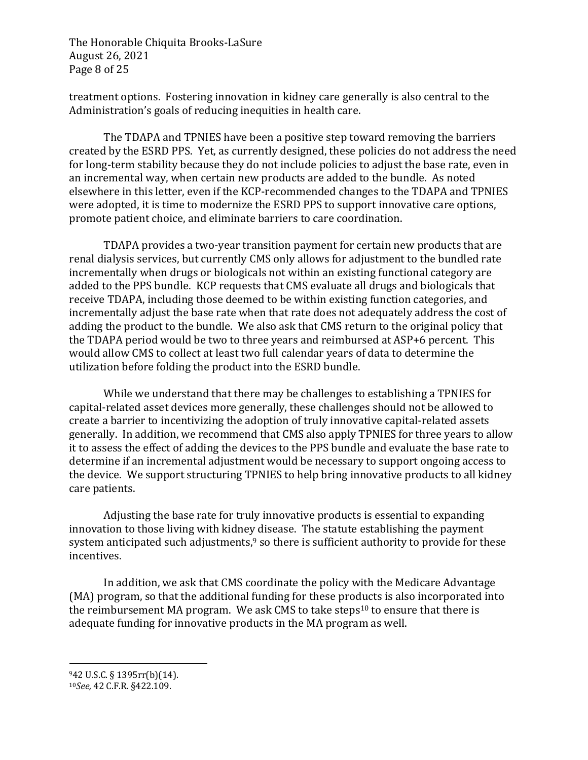treatment options. Fostering innovation in kidney care generally is also central to the Administration's goals of reducing inequities in health care.

The TDAPA and TPNIES have been a positive step toward removing the barriers created by the ESRD PPS. Yet, as currently designed, these policies do not address the need for long-term stability because they do not include policies to adjust the base rate, even in an incremental way, when certain new products are added to the bundle. As noted elsewhere in this letter, even if the KCP-recommended changes to the TDAPA and TPNIES were adopted, it is time to modernize the ESRD PPS to support innovative care options, promote patient choice, and eliminate barriers to care coordination.

TDAPA provides a two-year transition payment for certain new products that are renal dialysis services, but currently CMS only allows for adjustment to the bundled rate incrementally when drugs or biologicals not within an existing functional category are added to the PPS bundle. KCP requests that CMS evaluate all drugs and biologicals that receive TDAPA, including those deemed to be within existing function categories, and incrementally adjust the base rate when that rate does not adequately address the cost of adding the product to the bundle. We also ask that CMS return to the original policy that the TDAPA period would be two to three years and reimbursed at ASP+6 percent. This would allow CMS to collect at least two full calendar years of data to determine the utilization before folding the product into the ESRD bundle.

While we understand that there may be challenges to establishing a TPNIES for capital-related asset devices more generally, these challenges should not be allowed to create a barrier to incentivizing the adoption of truly innovative capital-related assets generally. In addition, we recommend that CMS also apply TPNIES for three years to allow it to assess the effect of adding the devices to the PPS bundle and evaluate the base rate to determine if an incremental adjustment would be necessary to support ongoing access to the device. We support structuring TPNIES to help bring innovative products to all kidney care patients.

Adjusting the base rate for truly innovative products is essential to expanding innovation to those living with kidney disease. The statute establishing the payment system anticipated such adjustments,[9] so there is sufficient authority to provide for these incentives.

In addition, we ask that CMS coordinate the policy with the Medicare Advantage (MA) program, so that the additional funding for these products is also incorporated into the reimbursement MA program. We ask CMS to take steps[10] to ensure that there is adequate funding for innovative products in the MA program as well.

---

[9] 42 U.S.C. § 1395rr(b)(14).

[10] *See,* 42 C.F.R. §422.109.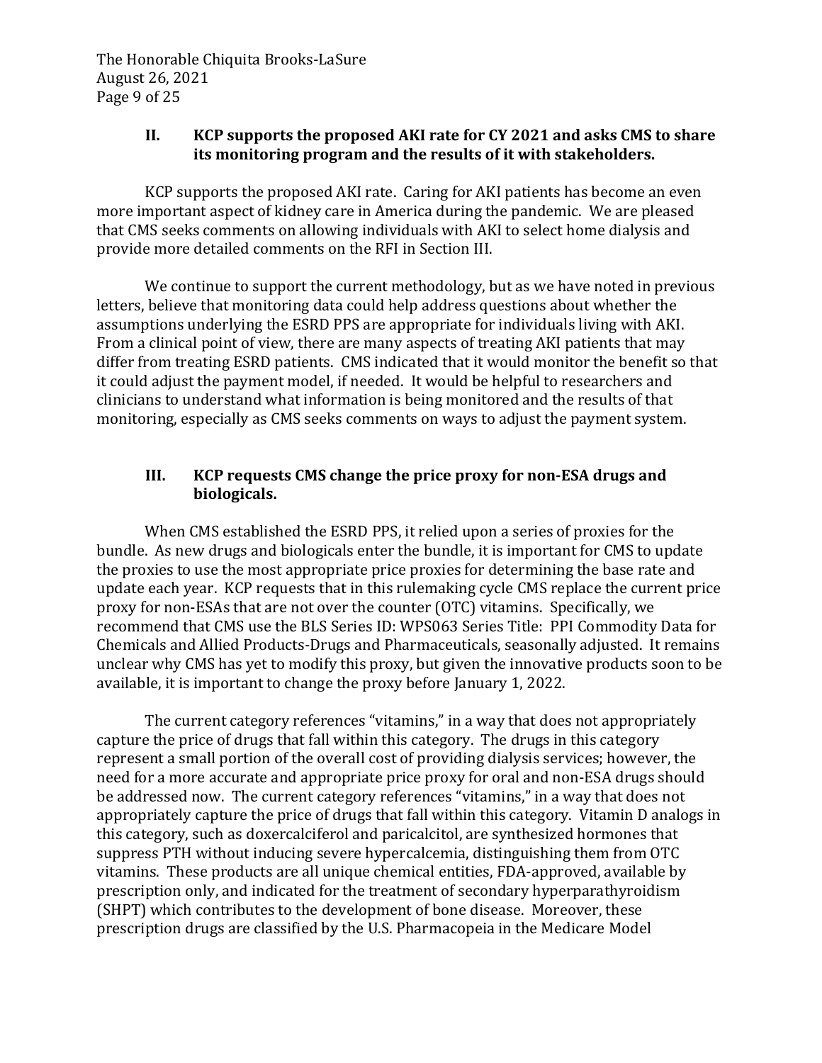## II. KCP supports the proposed AKI rate for CY 2021 and asks CMS to share its monitoring program and the results of it with stakeholders.

KCP supports the proposed AKI rate. Caring for AKI patients has become an even more important aspect of kidney care in America during the pandemic. We are pleased that CMS seeks comments on allowing individuals with AKI to select home dialysis and provide more detailed comments on the RFI in Section III.

We continue to support the current methodology, but as we have noted in previous letters, believe that monitoring data could help address questions about whether the assumptions underlying the ESRD PPS are appropriate for individuals living with AKI. From a clinical point of view, there are many aspects of treating AKI patients that may differ from treating ESRD patients. CMS indicated that it would monitor the benefit so that it could adjust the payment model, if needed. It would be helpful to researchers and clinicians to understand what information is being monitored and the results of that monitoring, especially as CMS seeks comments on ways to adjust the payment system.

## III. KCP requests CMS change the price proxy for non-ESA drugs and biologicals.

When CMS established the ESRD PPS, it relied upon a series of proxies for the bundle. As new drugs and biologicals enter the bundle, it is important for CMS to update the proxies to use the most appropriate price proxies for determining the base rate and update each year. KCP requests that in this rulemaking cycle CMS replace the current price proxy for non-ESAs that are not over the counter (OTC) vitamins. Specifically, we recommend that CMS use the BLS Series ID: WPS063 Series Title: PPI Commodity Data for Chemicals and Allied Products-Drugs and Pharmaceuticals, seasonally adjusted. It remains unclear why CMS has yet to modify this proxy, but given the innovative products soon to be available, it is important to change the proxy before January 1, 2022.

The current category references "vitamins," in a way that does not appropriately capture the price of drugs that fall within this category. The drugs in this category represent a small portion of the overall cost of providing dialysis services; however, the need for a more accurate and appropriate price proxy for oral and non-ESA drugs should be addressed now. The current category references "vitamins," in a way that does not appropriately capture the price of drugs that fall within this category. Vitamin D analogs in this category, such as doxercalciferol and paricalcitol, are synthesized hormones that suppress PTH without inducing severe hypercalcemia, distinguishing them from OTC vitamins. These products are all unique chemical entities, FDA-approved, available by prescription only, and indicated for the treatment of secondary hyperparathyroidism (SHPT) which contributes to the development of bone disease. Moreover, these prescription drugs are classified by the U.S. Pharmacopeia in the Medicare Model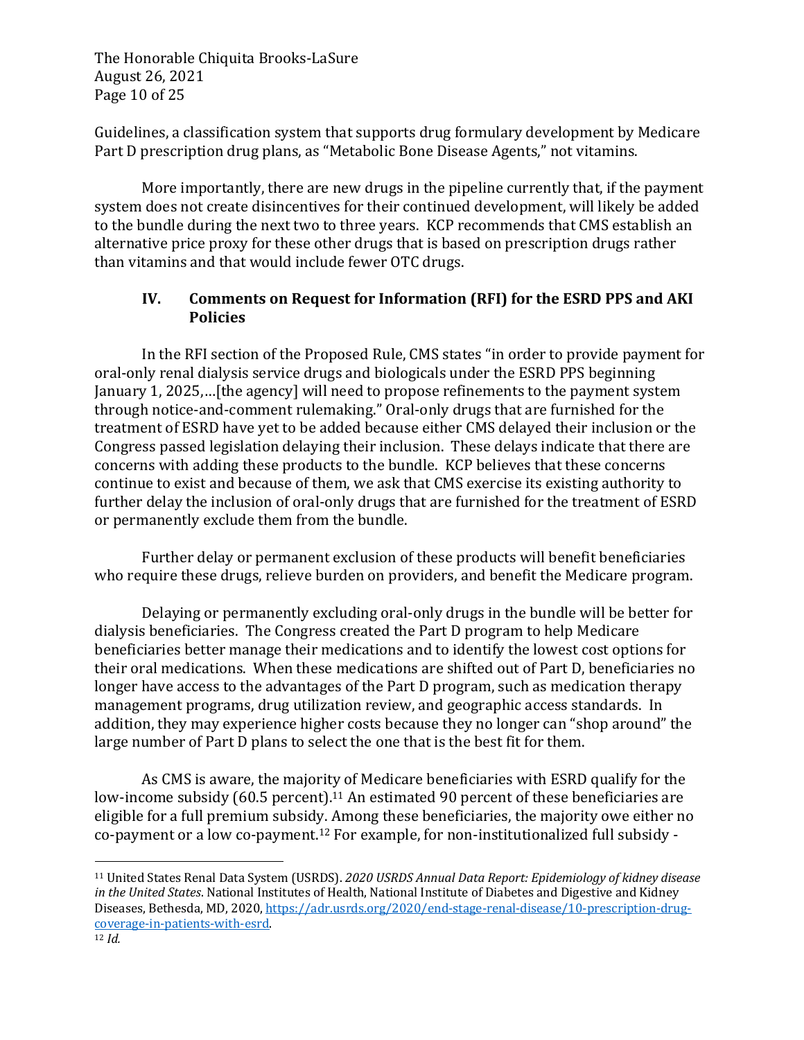Guidelines, a classification system that supports drug formulary development by Medicare Part D prescription drug plans, as "Metabolic Bone Disease Agents," not vitamins.

More importantly, there are new drugs in the pipeline currently that, if the payment system does not create disincentives for their continued development, will likely be added to the bundle during the next two to three years. KCP recommends that CMS establish an alternative price proxy for these other drugs that is based on prescription drugs rather than vitamins and that would include fewer OTC drugs.

## IV. Comments on Request for Information (RFI) for the ESRD PPS and AKI Policies

In the RFI section of the Proposed Rule, CMS states "in order to provide payment for oral-only renal dialysis service drugs and biologicals under the ESRD PPS beginning January 1, 2025,…[the agency] will need to propose refinements to the payment system through notice-and-comment rulemaking." Oral-only drugs that are furnished for the treatment of ESRD have yet to be added because either CMS delayed their inclusion or the Congress passed legislation delaying their inclusion. These delays indicate that there are concerns with adding these products to the bundle. KCP believes that these concerns continue to exist and because of them, we ask that CMS exercise its existing authority to further delay the inclusion of oral-only drugs that are furnished for the treatment of ESRD or permanently exclude them from the bundle.

Further delay or permanent exclusion of these products will benefit beneficiaries who require these drugs, relieve burden on providers, and benefit the Medicare program.

Delaying or permanently excluding oral-only drugs in the bundle will be better for dialysis beneficiaries. The Congress created the Part D program to help Medicare beneficiaries better manage their medications and to identify the lowest cost options for their oral medications. When these medications are shifted out of Part D, beneficiaries no longer have access to the advantages of the Part D program, such as medication therapy management programs, drug utilization review, and geographic access standards. In addition, they may experience higher costs because they no longer can "shop around" the large number of Part D plans to select the one that is the best fit for them.

As CMS is aware, the majority of Medicare beneficiaries with ESRD qualify for the low-income subsidy (60.5 percent).[11] An estimated 90 percent of these beneficiaries are eligible for a full premium subsidy. Among these beneficiaries, the majority owe either no co-payment or a low co-payment.[12] For example, for non-institutionalized full subsidy -

---

[11] United States Renal Data System (USRDS). *2020 USRDS Annual Data Report: Epidemiology of kidney disease in the United States*. National Institutes of Health, National Institute of Diabetes and Digestive and Kidney Diseases, Bethesda, MD, 2020, https://adr.usrds.org/2020/end-stage-renal-disease/10-prescription-drug-coverage-in-patients-with-esrd.

[12] *Id.*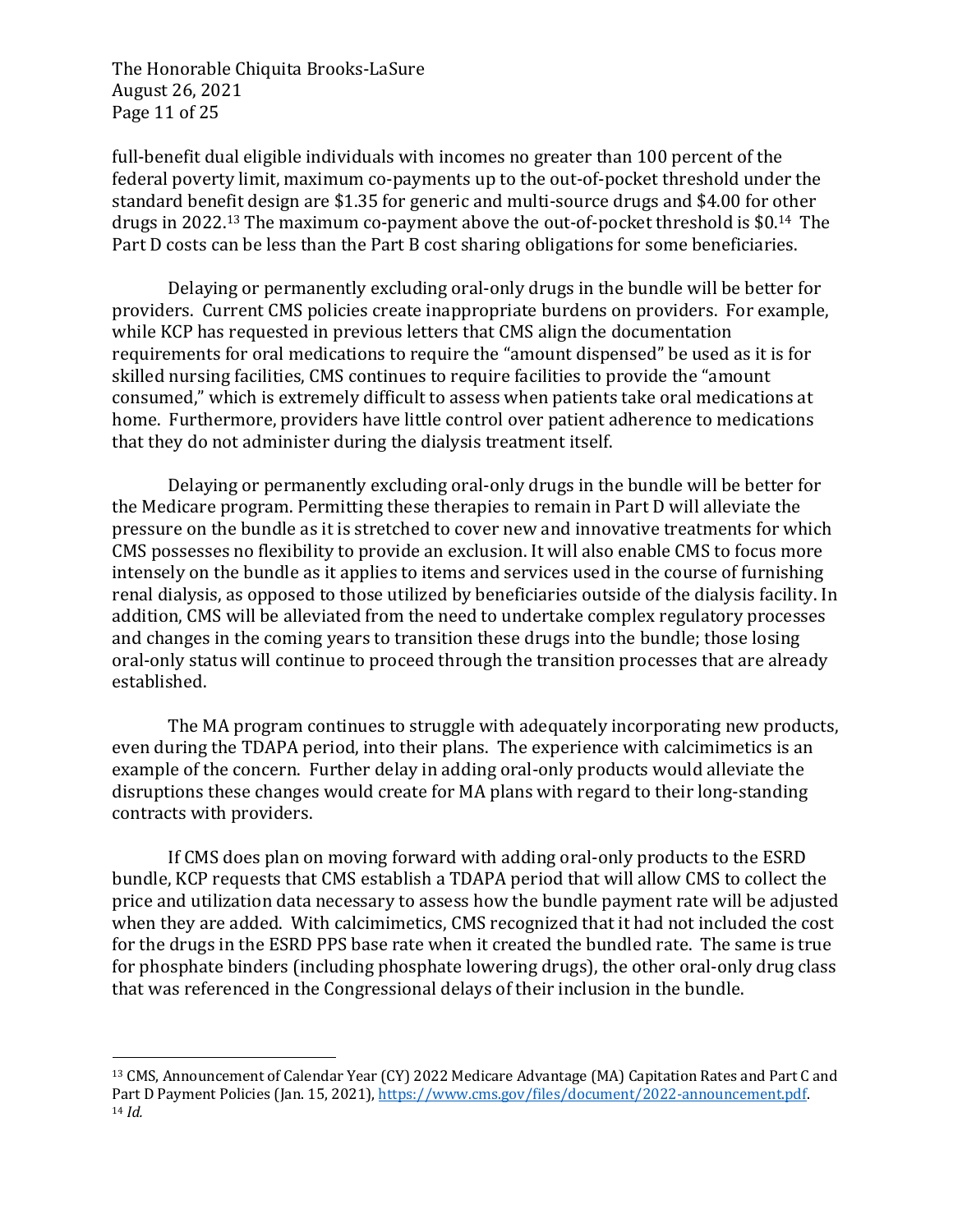full-benefit dual eligible individuals with incomes no greater than 100 percent of the federal poverty limit, maximum co-payments up to the out-of-pocket threshold under the standard benefit design are $1.35 for generic and multi-source drugs and $4.00 for other drugs in 2022.[13] The maximum co-payment above the out-of-pocket threshold is $0.[14] The Part D costs can be less than the Part B cost sharing obligations for some beneficiaries.

Delaying or permanently excluding oral-only drugs in the bundle will be better for providers. Current CMS policies create inappropriate burdens on providers. For example, while KCP has requested in previous letters that CMS align the documentation requirements for oral medications to require the "amount dispensed" be used as it is for skilled nursing facilities, CMS continues to require facilities to provide the "amount consumed," which is extremely difficult to assess when patients take oral medications at home. Furthermore, providers have little control over patient adherence to medications that they do not administer during the dialysis treatment itself.

Delaying or permanently excluding oral-only drugs in the bundle will be better for the Medicare program. Permitting these therapies to remain in Part D will alleviate the pressure on the bundle as it is stretched to cover new and innovative treatments for which CMS possesses no flexibility to provide an exclusion. It will also enable CMS to focus more intensely on the bundle as it applies to items and services used in the course of furnishing renal dialysis, as opposed to those utilized by beneficiaries outside of the dialysis facility. In addition, CMS will be alleviated from the need to undertake complex regulatory processes and changes in the coming years to transition these drugs into the bundle; those losing oral-only status will continue to proceed through the transition processes that are already established.

The MA program continues to struggle with adequately incorporating new products, even during the TDAPA period, into their plans. The experience with calcimimetics is an example of the concern. Further delay in adding oral-only products would alleviate the disruptions these changes would create for MA plans with regard to their long-standing contracts with providers.

If CMS does plan on moving forward with adding oral-only products to the ESRD bundle, KCP requests that CMS establish a TDAPA period that will allow CMS to collect the price and utilization data necessary to assess how the bundle payment rate will be adjusted when they are added. With calcimimetics, CMS recognized that it had not included the cost for the drugs in the ESRD PPS base rate when it created the bundled rate. The same is true for phosphate binders (including phosphate lowering drugs), the other oral-only drug class that was referenced in the Congressional delays of their inclusion in the bundle.

---

[13] CMS, Announcement of Calendar Year (CY) 2022 Medicare Advantage (MA) Capitation Rates and Part C and Part D Payment Policies (Jan. 15, 2021), https://www.cms.gov/files/document/2022-announcement.pdf.

[14] *Id.*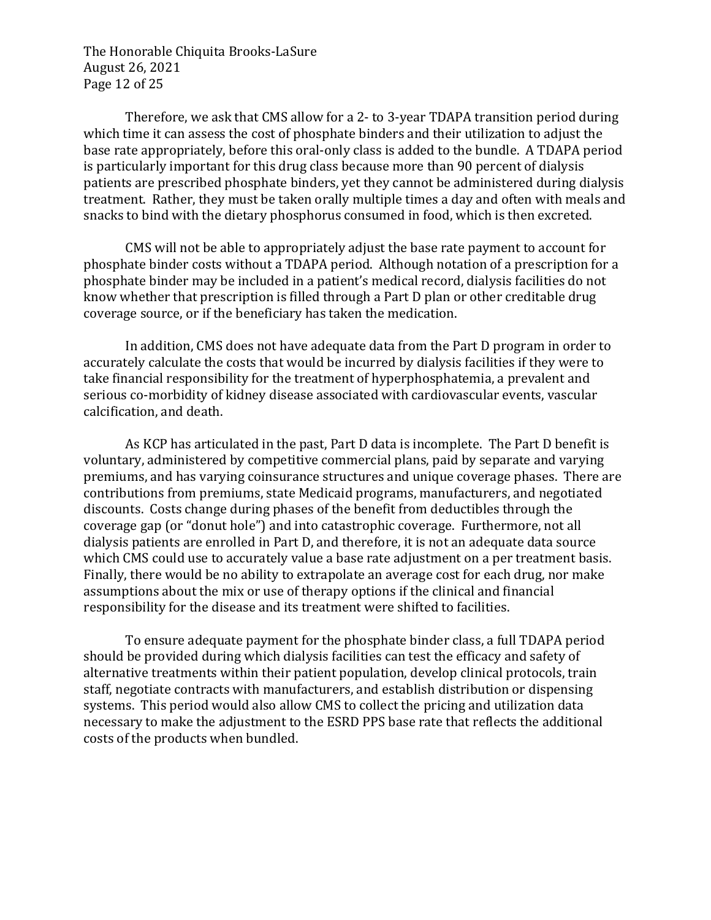Therefore, we ask that CMS allow for a 2- to 3-year TDAPA transition period during which time it can assess the cost of phosphate binders and their utilization to adjust the base rate appropriately, before this oral-only class is added to the bundle. A TDAPA period is particularly important for this drug class because more than 90 percent of dialysis patients are prescribed phosphate binders, yet they cannot be administered during dialysis treatment. Rather, they must be taken orally multiple times a day and often with meals and snacks to bind with the dietary phosphorus consumed in food, which is then excreted.

CMS will not be able to appropriately adjust the base rate payment to account for phosphate binder costs without a TDAPA period. Although notation of a prescription for a phosphate binder may be included in a patient's medical record, dialysis facilities do not know whether that prescription is filled through a Part D plan or other creditable drug coverage source, or if the beneficiary has taken the medication.

In addition, CMS does not have adequate data from the Part D program in order to accurately calculate the costs that would be incurred by dialysis facilities if they were to take financial responsibility for the treatment of hyperphosphatemia, a prevalent and serious co-morbidity of kidney disease associated with cardiovascular events, vascular calcification, and death.

As KCP has articulated in the past, Part D data is incomplete. The Part D benefit is voluntary, administered by competitive commercial plans, paid by separate and varying premiums, and has varying coinsurance structures and unique coverage phases. There are contributions from premiums, state Medicaid programs, manufacturers, and negotiated discounts. Costs change during phases of the benefit from deductibles through the coverage gap (or "donut hole") and into catastrophic coverage. Furthermore, not all dialysis patients are enrolled in Part D, and therefore, it is not an adequate data source which CMS could use to accurately value a base rate adjustment on a per treatment basis. Finally, there would be no ability to extrapolate an average cost for each drug, nor make assumptions about the mix or use of therapy options if the clinical and financial responsibility for the disease and its treatment were shifted to facilities.

To ensure adequate payment for the phosphate binder class, a full TDAPA period should be provided during which dialysis facilities can test the efficacy and safety of alternative treatments within their patient population, develop clinical protocols, train staff, negotiate contracts with manufacturers, and establish distribution or dispensing systems. This period would also allow CMS to collect the pricing and utilization data necessary to make the adjustment to the ESRD PPS base rate that reflects the additional costs of the products when bundled.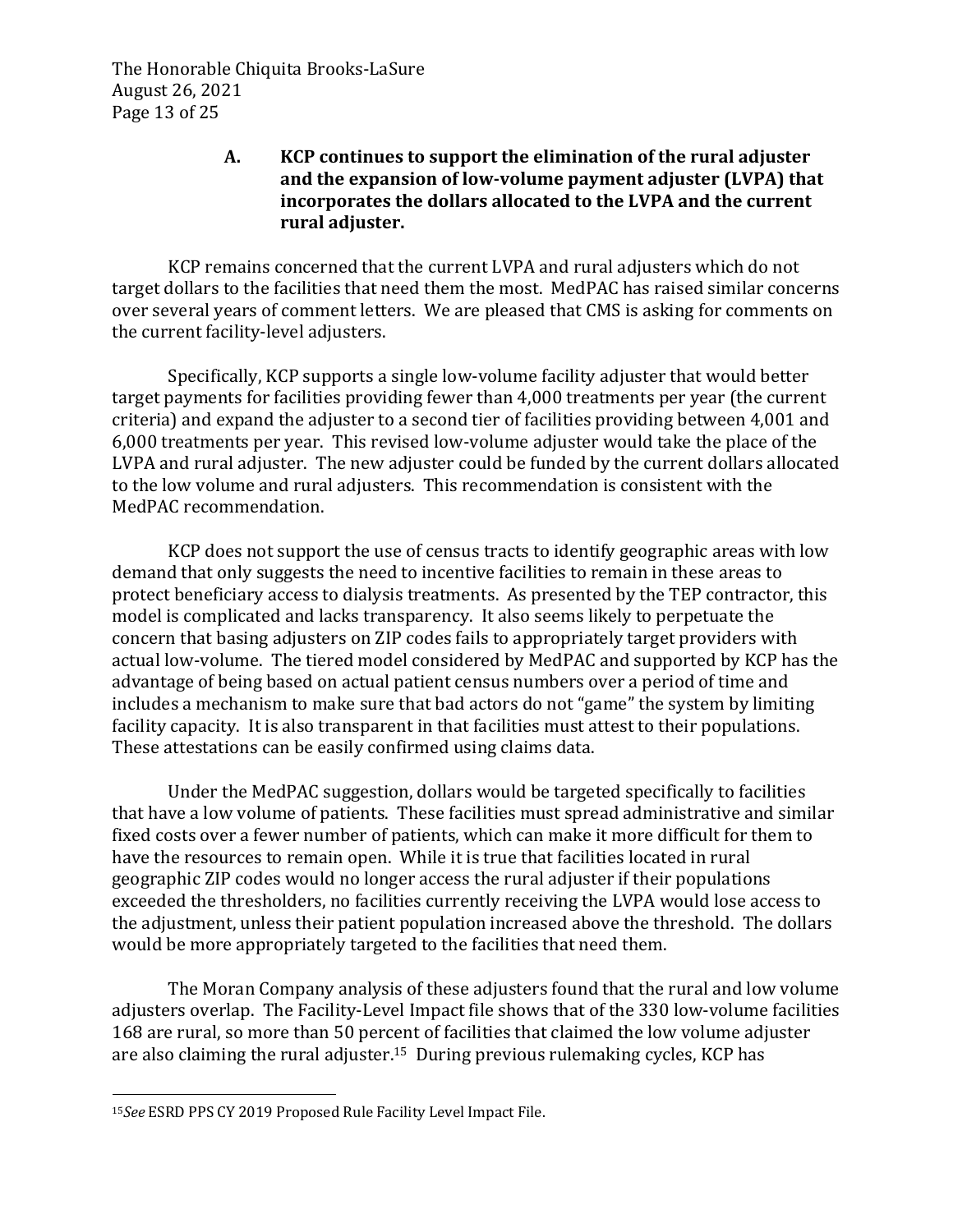### A. KCP continues to support the elimination of the rural adjuster and the expansion of low-volume payment adjuster (LVPA) that incorporates the dollars allocated to the LVPA and the current rural adjuster.

KCP remains concerned that the current LVPA and rural adjusters which do not target dollars to the facilities that need them the most. MedPAC has raised similar concerns over several years of comment letters. We are pleased that CMS is asking for comments on the current facility-level adjusters.

Specifically, KCP supports a single low-volume facility adjuster that would better target payments for facilities providing fewer than 4,000 treatments per year (the current criteria) and expand the adjuster to a second tier of facilities providing between 4,001 and 6,000 treatments per year. This revised low-volume adjuster would take the place of the LVPA and rural adjuster. The new adjuster could be funded by the current dollars allocated to the low volume and rural adjusters. This recommendation is consistent with the MedPAC recommendation.

KCP does not support the use of census tracts to identify geographic areas with low demand that only suggests the need to incentive facilities to remain in these areas to protect beneficiary access to dialysis treatments. As presented by the TEP contractor, this model is complicated and lacks transparency. It also seems likely to perpetuate the concern that basing adjusters on ZIP codes fails to appropriately target providers with actual low-volume. The tiered model considered by MedPAC and supported by KCP has the advantage of being based on actual patient census numbers over a period of time and includes a mechanism to make sure that bad actors do not "game" the system by limiting facility capacity. It is also transparent in that facilities must attest to their populations. These attestations can be easily confirmed using claims data.

Under the MedPAC suggestion, dollars would be targeted specifically to facilities that have a low volume of patients. These facilities must spread administrative and similar fixed costs over a fewer number of patients, which can make it more difficult for them to have the resources to remain open. While it is true that facilities located in rural geographic ZIP codes would no longer access the rural adjuster if their populations exceeded the thresholders, no facilities currently receiving the LVPA would lose access to the adjustment, unless their patient population increased above the threshold. The dollars would be more appropriately targeted to the facilities that need them.

The Moran Company analysis of these adjusters found that the rural and low volume adjusters overlap. The Facility-Level Impact file shows that of the 330 low-volume facilities 168 are rural, so more than 50 percent of facilities that claimed the low volume adjuster are also claiming the rural adjuster.[15] During previous rulemaking cycles, KCP has

[15] *See* ESRD PPS CY 2019 Proposed Rule Facility Level Impact File.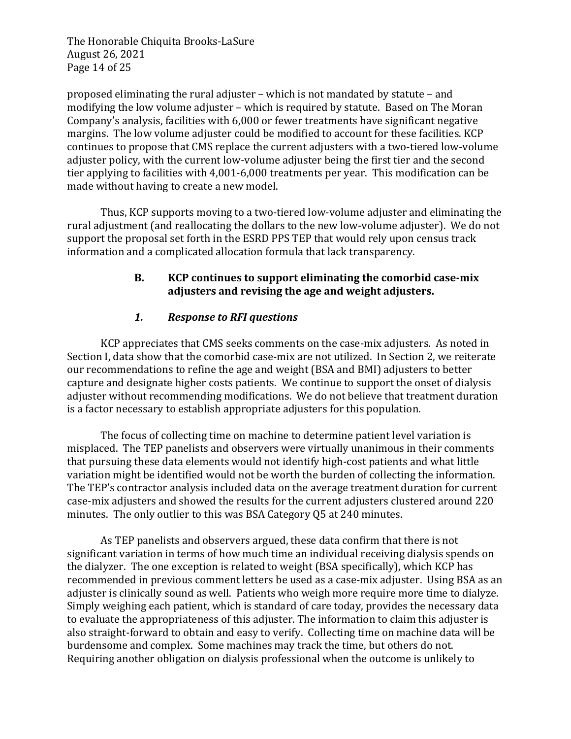proposed eliminating the rural adjuster – which is not mandated by statute – and modifying the low volume adjuster – which is required by statute. Based on The Moran Company's analysis, facilities with 6,000 or fewer treatments have significant negative margins. The low volume adjuster could be modified to account for these facilities. KCP continues to propose that CMS replace the current adjusters with a two-tiered low-volume adjuster policy, with the current low-volume adjuster being the first tier and the second tier applying to facilities with 4,001-6,000 treatments per year. This modification can be made without having to create a new model.

Thus, KCP supports moving to a two-tiered low-volume adjuster and eliminating the rural adjustment (and reallocating the dollars to the new low-volume adjuster). We do not support the proposal set forth in the ESRD PPS TEP that would rely upon census track information and a complicated allocation formula that lack transparency.

### B. KCP continues to support eliminating the comorbid case-mix adjusters and revising the age and weight adjusters.

#### *1. Response to RFI questions*

KCP appreciates that CMS seeks comments on the case-mix adjusters. As noted in Section I, data show that the comorbid case-mix are not utilized. In Section 2, we reiterate our recommendations to refine the age and weight (BSA and BMI) adjusters to better capture and designate higher costs patients. We continue to support the onset of dialysis adjuster without recommending modifications. We do not believe that treatment duration is a factor necessary to establish appropriate adjusters for this population.

The focus of collecting time on machine to determine patient level variation is misplaced. The TEP panelists and observers were virtually unanimous in their comments that pursuing these data elements would not identify high-cost patients and what little variation might be identified would not be worth the burden of collecting the information. The TEP's contractor analysis included data on the average treatment duration for current case-mix adjusters and showed the results for the current adjusters clustered around 220 minutes. The only outlier to this was BSA Category Q5 at 240 minutes.

As TEP panelists and observers argued, these data confirm that there is not significant variation in terms of how much time an individual receiving dialysis spends on the dialyzer. The one exception is related to weight (BSA specifically), which KCP has recommended in previous comment letters be used as a case-mix adjuster. Using BSA as an adjuster is clinically sound as well. Patients who weigh more require more time to dialyze. Simply weighing each patient, which is standard of care today, provides the necessary data to evaluate the appropriateness of this adjuster. The information to claim this adjuster is also straight-forward to obtain and easy to verify. Collecting time on machine data will be burdensome and complex. Some machines may track the time, but others do not. Requiring another obligation on dialysis professional when the outcome is unlikely to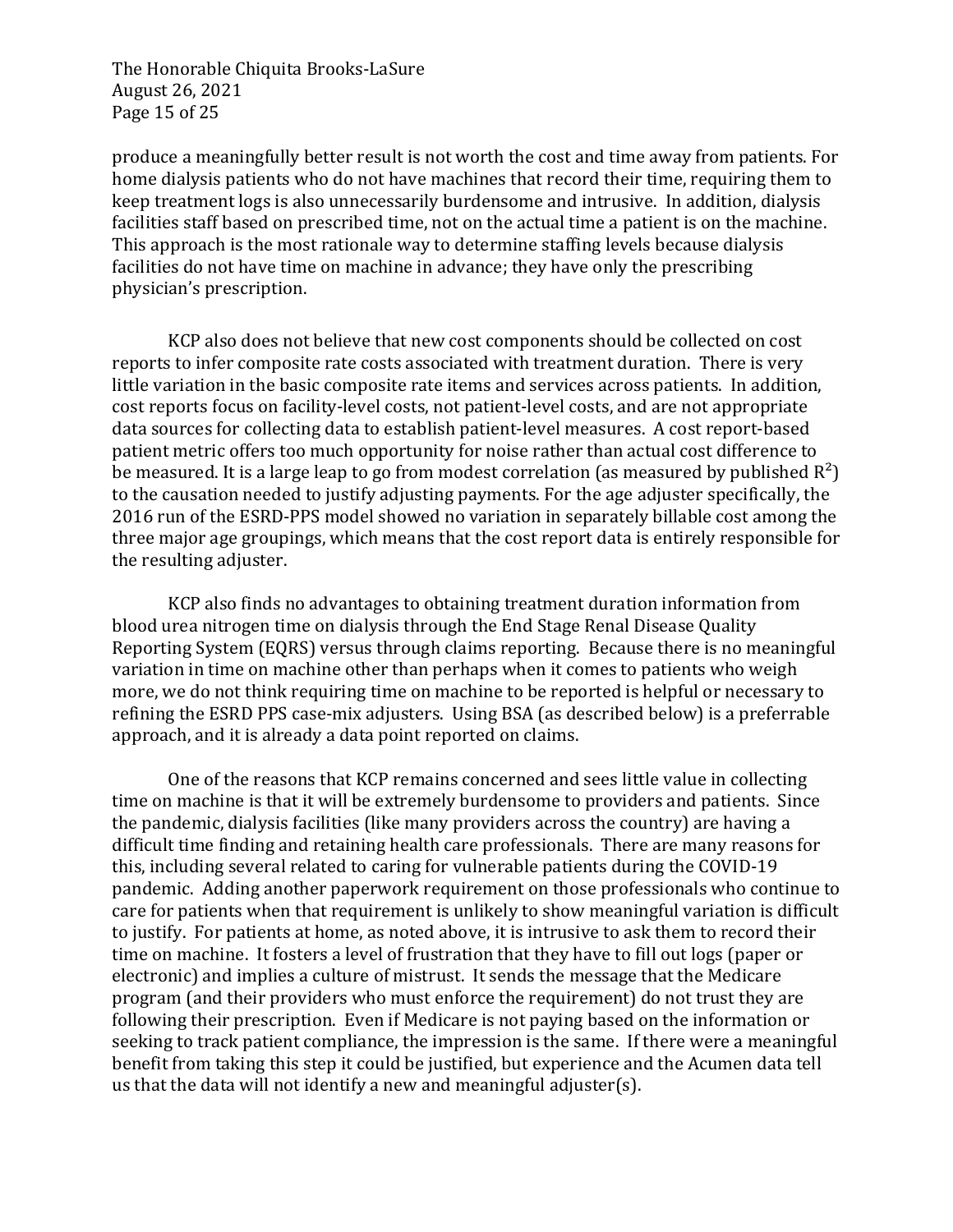produce a meaningfully better result is not worth the cost and time away from patients. For home dialysis patients who do not have machines that record their time, requiring them to keep treatment logs is also unnecessarily burdensome and intrusive. In addition, dialysis facilities staff based on prescribed time, not on the actual time a patient is on the machine. This approach is the most rationale way to determine staffing levels because dialysis facilities do not have time on machine in advance; they have only the prescribing physician's prescription.

KCP also does not believe that new cost components should be collected on cost reports to infer composite rate costs associated with treatment duration. There is very little variation in the basic composite rate items and services across patients. In addition, cost reports focus on facility-level costs, not patient-level costs, and are not appropriate data sources for collecting data to establish patient-level measures. A cost report-based patient metric offers too much opportunity for noise rather than actual cost difference to be measured. It is a large leap to go from modest correlation (as measured by published $R^2$) to the causation needed to justify adjusting payments. For the age adjuster specifically, the 2016 run of the ESRD-PPS model showed no variation in separately billable cost among the three major age groupings, which means that the cost report data is entirely responsible for the resulting adjuster.

KCP also finds no advantages to obtaining treatment duration information from blood urea nitrogen time on dialysis through the End Stage Renal Disease Quality Reporting System (EQRS) versus through claims reporting. Because there is no meaningful variation in time on machine other than perhaps when it comes to patients who weigh more, we do not think requiring time on machine to be reported is helpful or necessary to refining the ESRD PPS case-mix adjusters. Using BSA (as described below) is a preferrable approach, and it is already a data point reported on claims.

One of the reasons that KCP remains concerned and sees little value in collecting time on machine is that it will be extremely burdensome to providers and patients. Since the pandemic, dialysis facilities (like many providers across the country) are having a difficult time finding and retaining health care professionals. There are many reasons for this, including several related to caring for vulnerable patients during the COVID-19 pandemic. Adding another paperwork requirement on those professionals who continue to care for patients when that requirement is unlikely to show meaningful variation is difficult to justify. For patients at home, as noted above, it is intrusive to ask them to record their time on machine. It fosters a level of frustration that they have to fill out logs (paper or electronic) and implies a culture of mistrust. It sends the message that the Medicare program (and their providers who must enforce the requirement) do not trust they are following their prescription. Even if Medicare is not paying based on the information or seeking to track patient compliance, the impression is the same. If there were a meaningful benefit from taking this step it could be justified, but experience and the Acumen data tell us that the data will not identify a new and meaningful adjuster(s).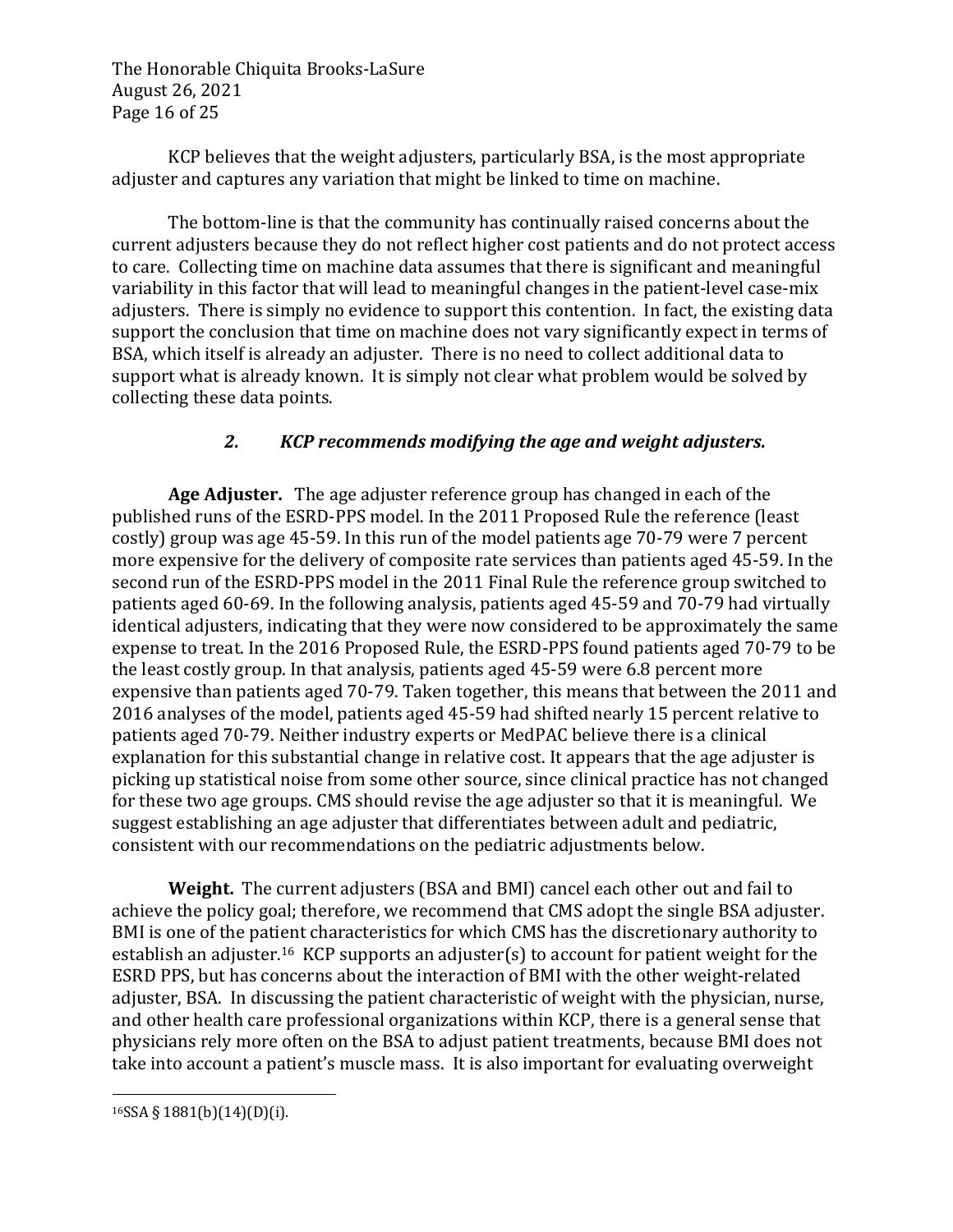KCP believes that the weight adjusters, particularly BSA, is the most appropriate adjuster and captures any variation that might be linked to time on machine.

The bottom-line is that the community has continually raised concerns about the current adjusters because they do not reflect higher cost patients and do not protect access to care. Collecting time on machine data assumes that there is significant and meaningful variability in this factor that will lead to meaningful changes in the patient-level case-mix adjusters. There is simply no evidence to support this contention. In fact, the existing data support the conclusion that time on machine does not vary significantly expect in terms of BSA, which itself is already an adjuster. There is no need to collect additional data to support what is already known. It is simply not clear what problem would be solved by collecting these data points.

### *2. KCP recommends modifying the age and weight adjusters.*

**Age Adjuster.** The age adjuster reference group has changed in each of the published runs of the ESRD-PPS model. In the 2011 Proposed Rule the reference (least costly) group was age 45-59. In this run of the model patients age 70-79 were 7 percent more expensive for the delivery of composite rate services than patients aged 45-59. In the second run of the ESRD-PPS model in the 2011 Final Rule the reference group switched to patients aged 60-69. In the following analysis, patients aged 45-59 and 70-79 had virtually identical adjusters, indicating that they were now considered to be approximately the same expense to treat. In the 2016 Proposed Rule, the ESRD-PPS found patients aged 70-79 to be the least costly group. In that analysis, patients aged 45-59 were 6.8 percent more expensive than patients aged 70-79. Taken together, this means that between the 2011 and 2016 analyses of the model, patients aged 45-59 had shifted nearly 15 percent relative to patients aged 70-79. Neither industry experts or MedPAC believe there is a clinical explanation for this substantial change in relative cost. It appears that the age adjuster is picking up statistical noise from some other source, since clinical practice has not changed for these two age groups. CMS should revise the age adjuster so that it is meaningful. We suggest establishing an age adjuster that differentiates between adult and pediatric, consistent with our recommendations on the pediatric adjustments below.

**Weight.** The current adjusters (BSA and BMI) cancel each other out and fail to achieve the policy goal; therefore, we recommend that CMS adopt the single BSA adjuster. BMI is one of the patient characteristics for which CMS has the discretionary authority to establish an adjuster.[16] KCP supports an adjuster(s) to account for patient weight for the ESRD PPS, but has concerns about the interaction of BMI with the other weight-related adjuster, BSA. In discussing the patient characteristic of weight with the physician, nurse, and other health care professional organizations within KCP, there is a general sense that physicians rely more often on the BSA to adjust patient treatments, because BMI does not take into account a patient's muscle mass. It is also important for evaluating overweight

---

[16] SSA § 1881(b)(14)(D)(i).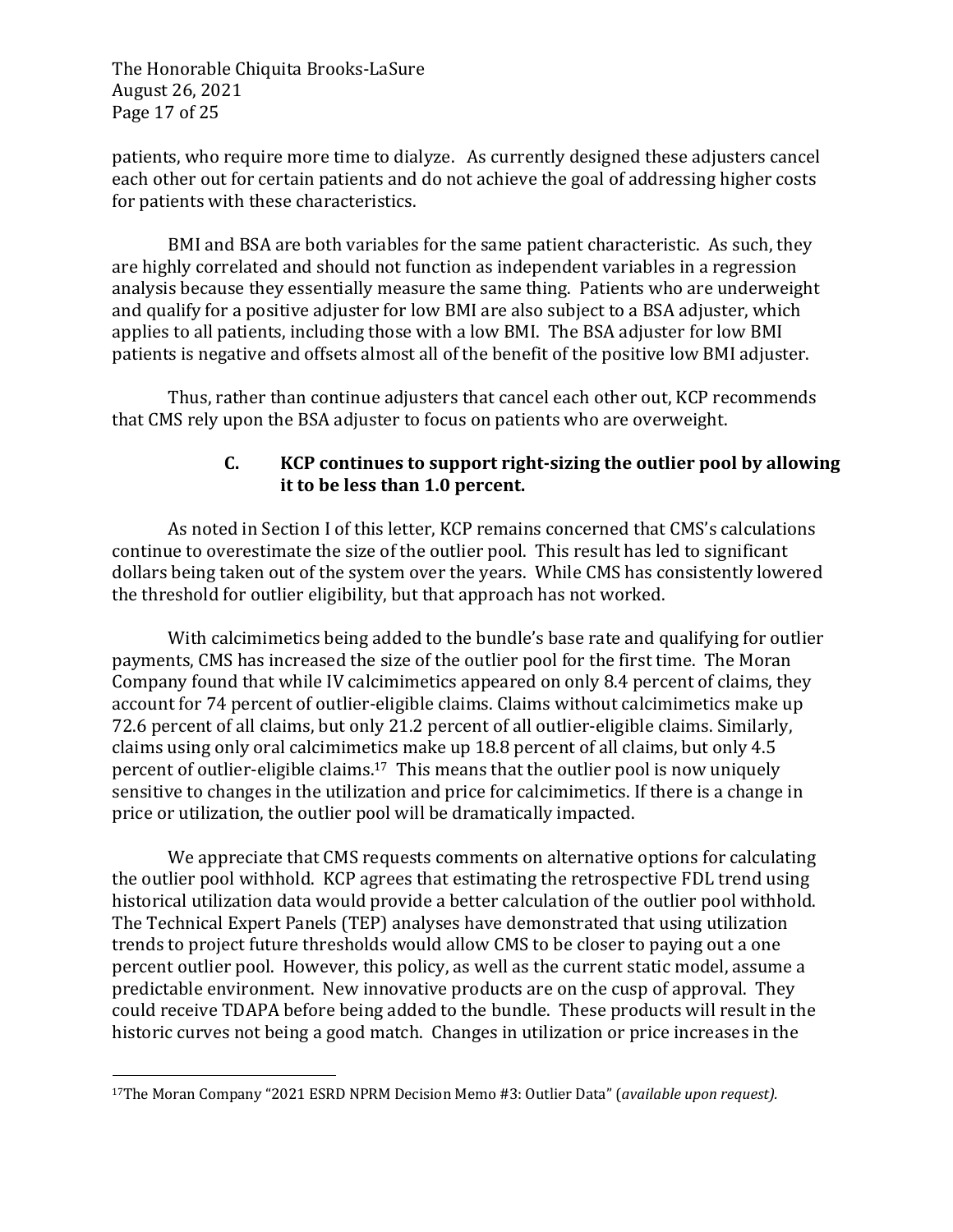patients, who require more time to dialyze. As currently designed these adjusters cancel each other out for certain patients and do not achieve the goal of addressing higher costs for patients with these characteristics.

BMI and BSA are both variables for the same patient characteristic. As such, they are highly correlated and should not function as independent variables in a regression analysis because they essentially measure the same thing. Patients who are underweight and qualify for a positive adjuster for low BMI are also subject to a BSA adjuster, which applies to all patients, including those with a low BMI. The BSA adjuster for low BMI patients is negative and offsets almost all of the benefit of the positive low BMI adjuster.

Thus, rather than continue adjusters that cancel each other out, KCP recommends that CMS rely upon the BSA adjuster to focus on patients who are overweight.

### C. KCP continues to support right-sizing the outlier pool by allowing it to be less than 1.0 percent.

As noted in Section I of this letter, KCP remains concerned that CMS's calculations continue to overestimate the size of the outlier pool. This result has led to significant dollars being taken out of the system over the years. While CMS has consistently lowered the threshold for outlier eligibility, but that approach has not worked.

With calcimimetics being added to the bundle's base rate and qualifying for outlier payments, CMS has increased the size of the outlier pool for the first time. The Moran Company found that while IV calcimimetics appeared on only 8.4 percent of claims, they account for 74 percent of outlier-eligible claims. Claims without calcimimetics make up 72.6 percent of all claims, but only 21.2 percent of all outlier-eligible claims. Similarly, claims using only oral calcimimetics make up 18.8 percent of all claims, but only 4.5 percent of outlier-eligible claims.[17] This means that the outlier pool is now uniquely sensitive to changes in the utilization and price for calcimimetics. If there is a change in price or utilization, the outlier pool will be dramatically impacted.

We appreciate that CMS requests comments on alternative options for calculating the outlier pool withhold. KCP agrees that estimating the retrospective FDL trend using historical utilization data would provide a better calculation of the outlier pool withhold. The Technical Expert Panels (TEP) analyses have demonstrated that using utilization trends to project future thresholds would allow CMS to be closer to paying out a one percent outlier pool. However, this policy, as well as the current static model, assume a predictable environment. New innovative products are on the cusp of approval. They could receive TDAPA before being added to the bundle. These products will result in the historic curves not being a good match. Changes in utilization or price increases in the

[17] The Moran Company "2021 ESRD NPRM Decision Memo #3: Outlier Data" (*available upon request).*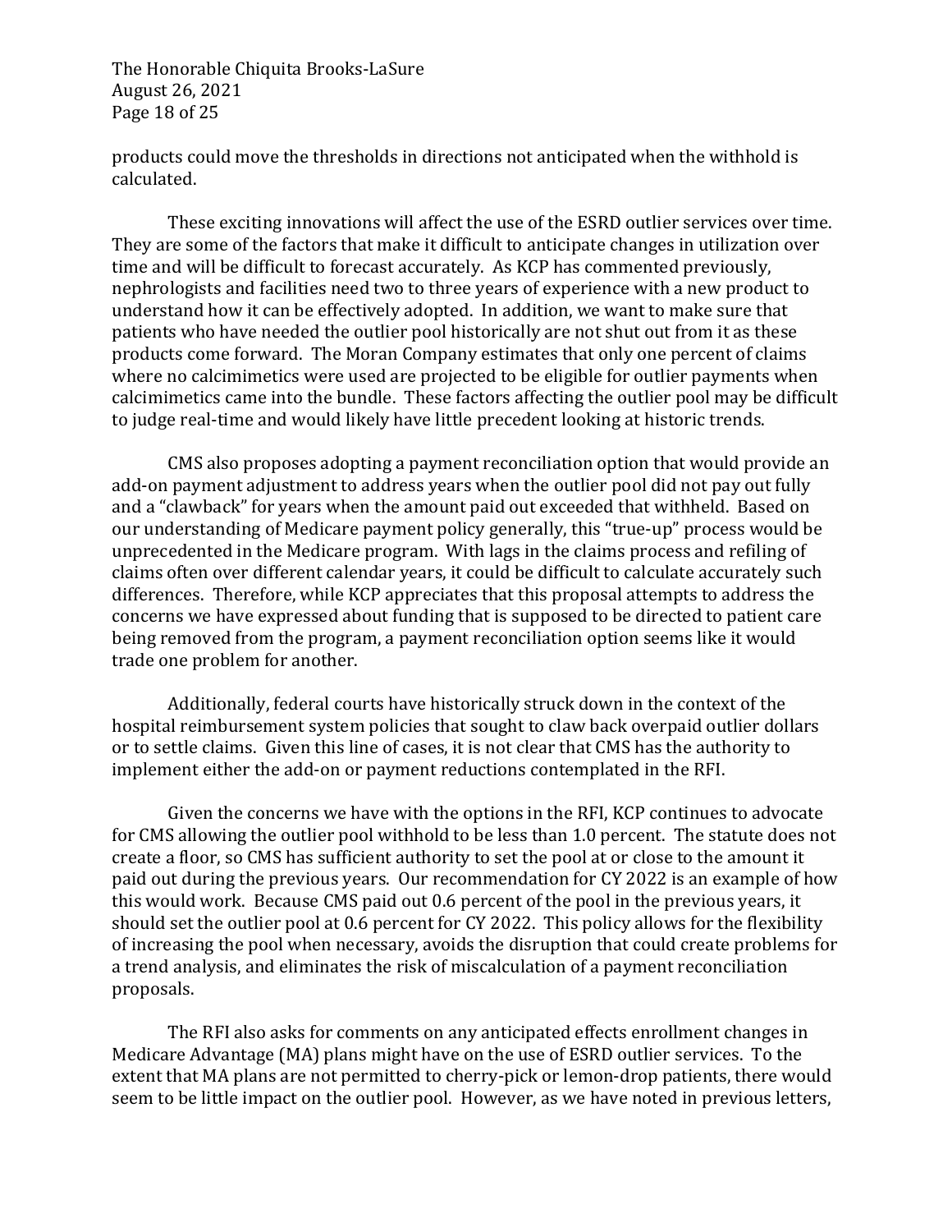products could move the thresholds in directions not anticipated when the withhold is calculated.

These exciting innovations will affect the use of the ESRD outlier services over time. They are some of the factors that make it difficult to anticipate changes in utilization over time and will be difficult to forecast accurately. As KCP has commented previously, nephrologists and facilities need two to three years of experience with a new product to understand how it can be effectively adopted. In addition, we want to make sure that patients who have needed the outlier pool historically are not shut out from it as these products come forward. The Moran Company estimates that only one percent of claims where no calcimimetics were used are projected to be eligible for outlier payments when calcimimetics came into the bundle. These factors affecting the outlier pool may be difficult to judge real-time and would likely have little precedent looking at historic trends.

CMS also proposes adopting a payment reconciliation option that would provide an add-on payment adjustment to address years when the outlier pool did not pay out fully and a "clawback" for years when the amount paid out exceeded that withheld. Based on our understanding of Medicare payment policy generally, this "true-up" process would be unprecedented in the Medicare program. With lags in the claims process and refiling of claims often over different calendar years, it could be difficult to calculate accurately such differences. Therefore, while KCP appreciates that this proposal attempts to address the concerns we have expressed about funding that is supposed to be directed to patient care being removed from the program, a payment reconciliation option seems like it would trade one problem for another.

Additionally, federal courts have historically struck down in the context of the hospital reimbursement system policies that sought to claw back overpaid outlier dollars or to settle claims. Given this line of cases, it is not clear that CMS has the authority to implement either the add-on or payment reductions contemplated in the RFI.

Given the concerns we have with the options in the RFI, KCP continues to advocate for CMS allowing the outlier pool withhold to be less than 1.0 percent. The statute does not create a floor, so CMS has sufficient authority to set the pool at or close to the amount it paid out during the previous years. Our recommendation for CY 2022 is an example of how this would work. Because CMS paid out 0.6 percent of the pool in the previous years, it should set the outlier pool at 0.6 percent for CY 2022. This policy allows for the flexibility of increasing the pool when necessary, avoids the disruption that could create problems for a trend analysis, and eliminates the risk of miscalculation of a payment reconciliation proposals.

The RFI also asks for comments on any anticipated effects enrollment changes in Medicare Advantage (MA) plans might have on the use of ESRD outlier services. To the extent that MA plans are not permitted to cherry-pick or lemon-drop patients, there would seem to be little impact on the outlier pool. However, as we have noted in previous letters,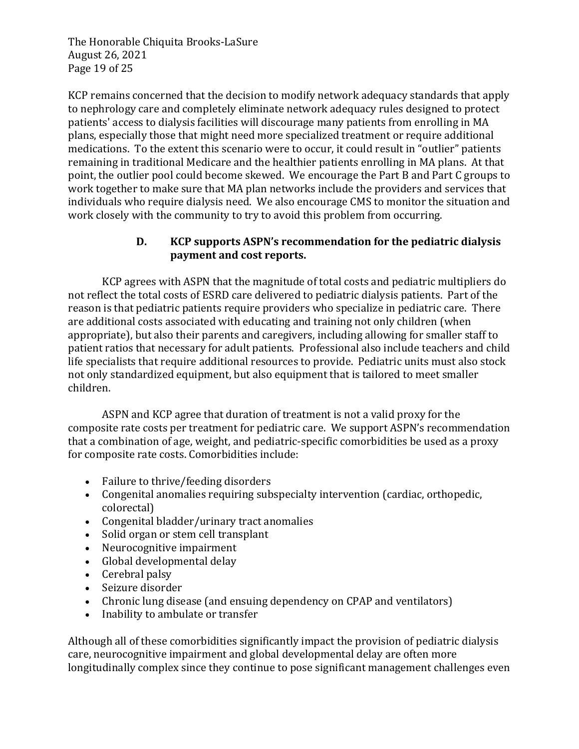KCP remains concerned that the decision to modify network adequacy standards that apply to nephrology care and completely eliminate network adequacy rules designed to protect patients' access to dialysis facilities will discourage many patients from enrolling in MA plans, especially those that might need more specialized treatment or require additional medications. To the extent this scenario were to occur, it could result in "outlier" patients remaining in traditional Medicare and the healthier patients enrolling in MA plans. At that point, the outlier pool could become skewed. We encourage the Part B and Part C groups to work together to make sure that MA plan networks include the providers and services that individuals who require dialysis need. We also encourage CMS to monitor the situation and work closely with the community to try to avoid this problem from occurring.

### D. KCP supports ASPN's recommendation for the pediatric dialysis payment and cost reports.

KCP agrees with ASPN that the magnitude of total costs and pediatric multipliers do not reflect the total costs of ESRD care delivered to pediatric dialysis patients. Part of the reason is that pediatric patients require providers who specialize in pediatric care. There are additional costs associated with educating and training not only children (when appropriate), but also their parents and caregivers, including allowing for smaller staff to patient ratios that necessary for adult patients. Professional also include teachers and child life specialists that require additional resources to provide. Pediatric units must also stock not only standardized equipment, but also equipment that is tailored to meet smaller children.

ASPN and KCP agree that duration of treatment is not a valid proxy for the composite rate costs per treatment for pediatric care. We support ASPN's recommendation that a combination of age, weight, and pediatric-specific comorbidities be used as a proxy for composite rate costs. Comorbidities include:

- Failure to thrive/feeding disorders
- Congenital anomalies requiring subspecialty intervention (cardiac, orthopedic, colorectal)
- Congenital bladder/urinary tract anomalies
- Solid organ or stem cell transplant
- Neurocognitive impairment
- Global developmental delay
- Cerebral palsy
- Seizure disorder
- Chronic lung disease (and ensuing dependency on CPAP and ventilators)
- Inability to ambulate or transfer

Although all of these comorbidities significantly impact the provision of pediatric dialysis care, neurocognitive impairment and global developmental delay are often more longitudinally complex since they continue to pose significant management challenges even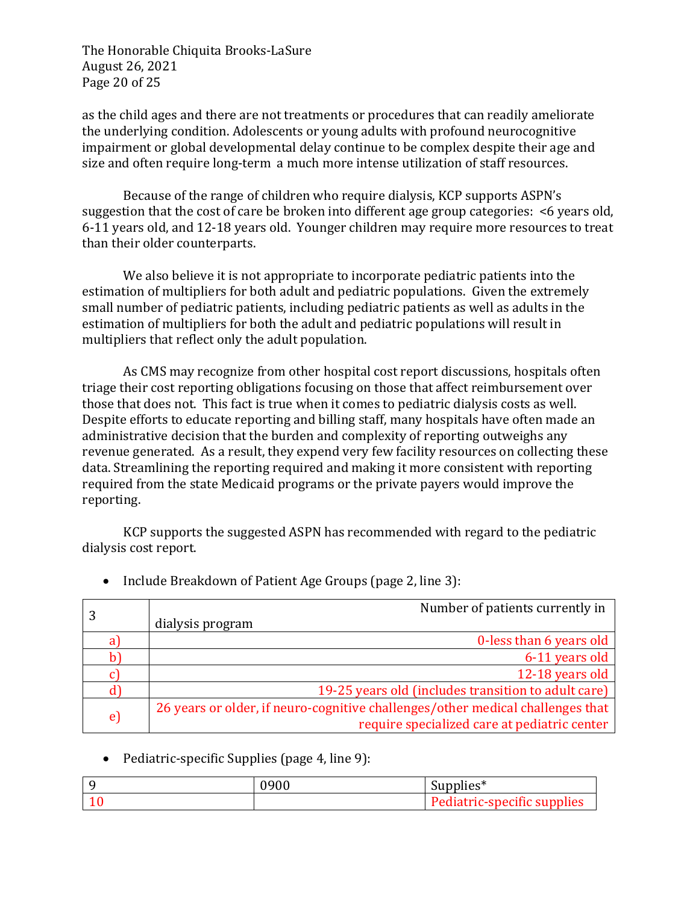as the child ages and there are not treatments or procedures that can readily ameliorate the underlying condition. Adolescents or young adults with profound neurocognitive impairment or global developmental delay continue to be complex despite their age and size and often require long-term a much more intense utilization of staff resources.

Because of the range of children who require dialysis, KCP supports ASPN's suggestion that the cost of care be broken into different age group categories: <6 years old, 6-11 years old, and 12-18 years old. Younger children may require more resources to treat than their older counterparts.

We also believe it is not appropriate to incorporate pediatric patients into the estimation of multipliers for both adult and pediatric populations. Given the extremely small number of pediatric patients, including pediatric patients as well as adults in the estimation of multipliers for both the adult and pediatric populations will result in multipliers that reflect only the adult population.

As CMS may recognize from other hospital cost report discussions, hospitals often triage their cost reporting obligations focusing on those that affect reimbursement over those that does not. This fact is true when it comes to pediatric dialysis costs as well. Despite efforts to educate reporting and billing staff, many hospitals have often made an administrative decision that the burden and complexity of reporting outweighs any revenue generated. As a result, they expend very few facility resources on collecting these data. Streamlining the reporting required and making it more consistent with reporting required from the state Medicaid programs or the private payers would improve the reporting.

KCP supports the suggested ASPN has recommended with regard to the pediatric dialysis cost report.

- Include Breakdown of Patient Age Groups (page 2, line 3):

| | |
|---|---|
| 3 | Number of patients currently in dialysis program |
| a) | 0-less than 6 years old |
| b) | 6-11 years old |
| c) | 12-18 years old |
| d) | 19-25 years old (includes transition to adult care) |
| e) | 26 years or older, if neuro-cognitive challenges/other medical challenges that require specialized care at pediatric center |

- Pediatric-specific Supplies (page 4, line 9):

| | | |
|---|---|---|
| 9 | 0900 | Supplies* |
| 10 | | Pediatric-specific supplies |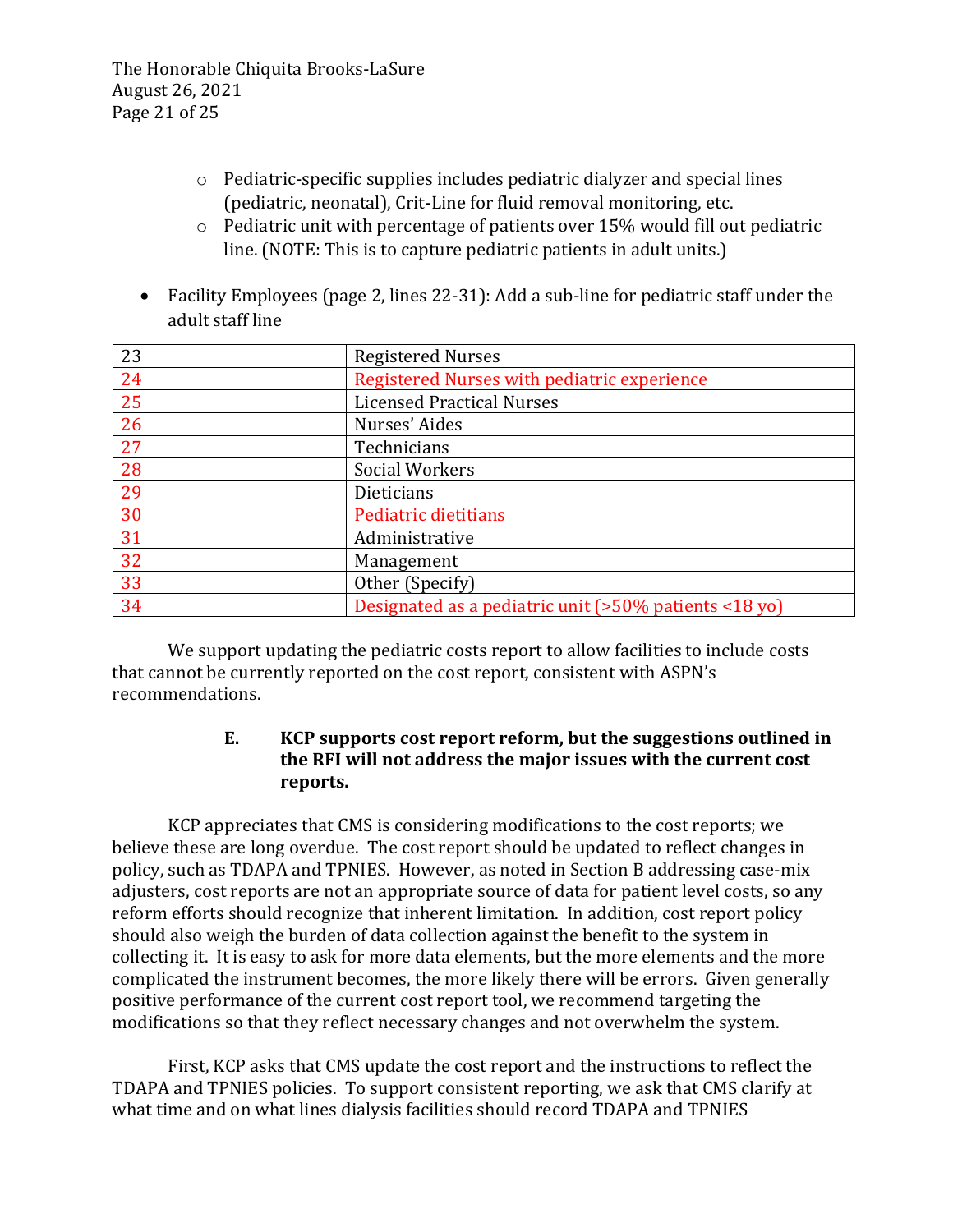- Pediatric-specific supplies includes pediatric dialyzer and special lines (pediatric, neonatal), Crit-Line for fluid removal monitoring, etc.
  - Pediatric unit with percentage of patients over 15% would fill out pediatric line. (NOTE: This is to capture pediatric patients in adult units.)

- Facility Employees (page 2, lines 22-31): Add a sub-line for pediatric staff under the adult staff line

| | |
|---|---|
| 23 | Registered Nurses |
| 24 | Registered Nurses with pediatric experience |
| 25 | Licensed Practical Nurses |
| 26 | Nurses' Aides |
| 27 | Technicians |
| 28 | Social Workers |
| 29 | Dieticians |
| 30 | Pediatric dietitians |
| 31 | Administrative |
| 32 | Management |
| 33 | Other (Specify) |
| 34 | Designated as a pediatric unit (>50% patients <18 yo) |

We support updating the pediatric costs report to allow facilities to include costs that cannot be currently reported on the cost report, consistent with ASPN's recommendations.

### E. KCP supports cost report reform, but the suggestions outlined in the RFI will not address the major issues with the current cost reports.

KCP appreciates that CMS is considering modifications to the cost reports; we believe these are long overdue. The cost report should be updated to reflect changes in policy, such as TDAPA and TPNIES. However, as noted in Section B addressing case-mix adjusters, cost reports are not an appropriate source of data for patient level costs, so any reform efforts should recognize that inherent limitation. In addition, cost report policy should also weigh the burden of data collection against the benefit to the system in collecting it. It is easy to ask for more data elements, but the more elements and the more complicated the instrument becomes, the more likely there will be errors. Given generally positive performance of the current cost report tool, we recommend targeting the modifications so that they reflect necessary changes and not overwhelm the system.

First, KCP asks that CMS update the cost report and the instructions to reflect the TDAPA and TPNIES policies. To support consistent reporting, we ask that CMS clarify at what time and on what lines dialysis facilities should record TDAPA and TPNIES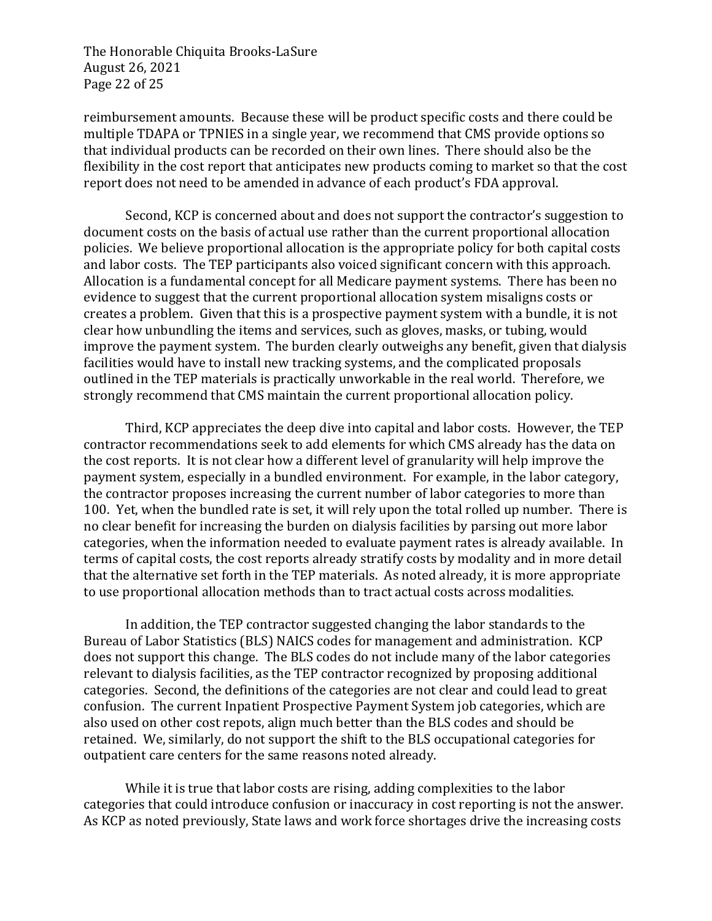reimbursement amounts. Because these will be product specific costs and there could be multiple TDAPA or TPNIES in a single year, we recommend that CMS provide options so that individual products can be recorded on their own lines. There should also be the flexibility in the cost report that anticipates new products coming to market so that the cost report does not need to be amended in advance of each product's FDA approval.

Second, KCP is concerned about and does not support the contractor's suggestion to document costs on the basis of actual use rather than the current proportional allocation policies. We believe proportional allocation is the appropriate policy for both capital costs and labor costs. The TEP participants also voiced significant concern with this approach. Allocation is a fundamental concept for all Medicare payment systems. There has been no evidence to suggest that the current proportional allocation system misaligns costs or creates a problem. Given that this is a prospective payment system with a bundle, it is not clear how unbundling the items and services, such as gloves, masks, or tubing, would improve the payment system. The burden clearly outweighs any benefit, given that dialysis facilities would have to install new tracking systems, and the complicated proposals outlined in the TEP materials is practically unworkable in the real world. Therefore, we strongly recommend that CMS maintain the current proportional allocation policy.

Third, KCP appreciates the deep dive into capital and labor costs. However, the TEP contractor recommendations seek to add elements for which CMS already has the data on the cost reports. It is not clear how a different level of granularity will help improve the payment system, especially in a bundled environment. For example, in the labor category, the contractor proposes increasing the current number of labor categories to more than 100. Yet, when the bundled rate is set, it will rely upon the total rolled up number. There is no clear benefit for increasing the burden on dialysis facilities by parsing out more labor categories, when the information needed to evaluate payment rates is already available. In terms of capital costs, the cost reports already stratify costs by modality and in more detail that the alternative set forth in the TEP materials. As noted already, it is more appropriate to use proportional allocation methods than to tract actual costs across modalities.

In addition, the TEP contractor suggested changing the labor standards to the Bureau of Labor Statistics (BLS) NAICS codes for management and administration. KCP does not support this change. The BLS codes do not include many of the labor categories relevant to dialysis facilities, as the TEP contractor recognized by proposing additional categories. Second, the definitions of the categories are not clear and could lead to great confusion. The current Inpatient Prospective Payment System job categories, which are also used on other cost repots, align much better than the BLS codes and should be retained. We, similarly, do not support the shift to the BLS occupational categories for outpatient care centers for the same reasons noted already.

While it is true that labor costs are rising, adding complexities to the labor categories that could introduce confusion or inaccuracy in cost reporting is not the answer. As KCP as noted previously, State laws and work force shortages drive the increasing costs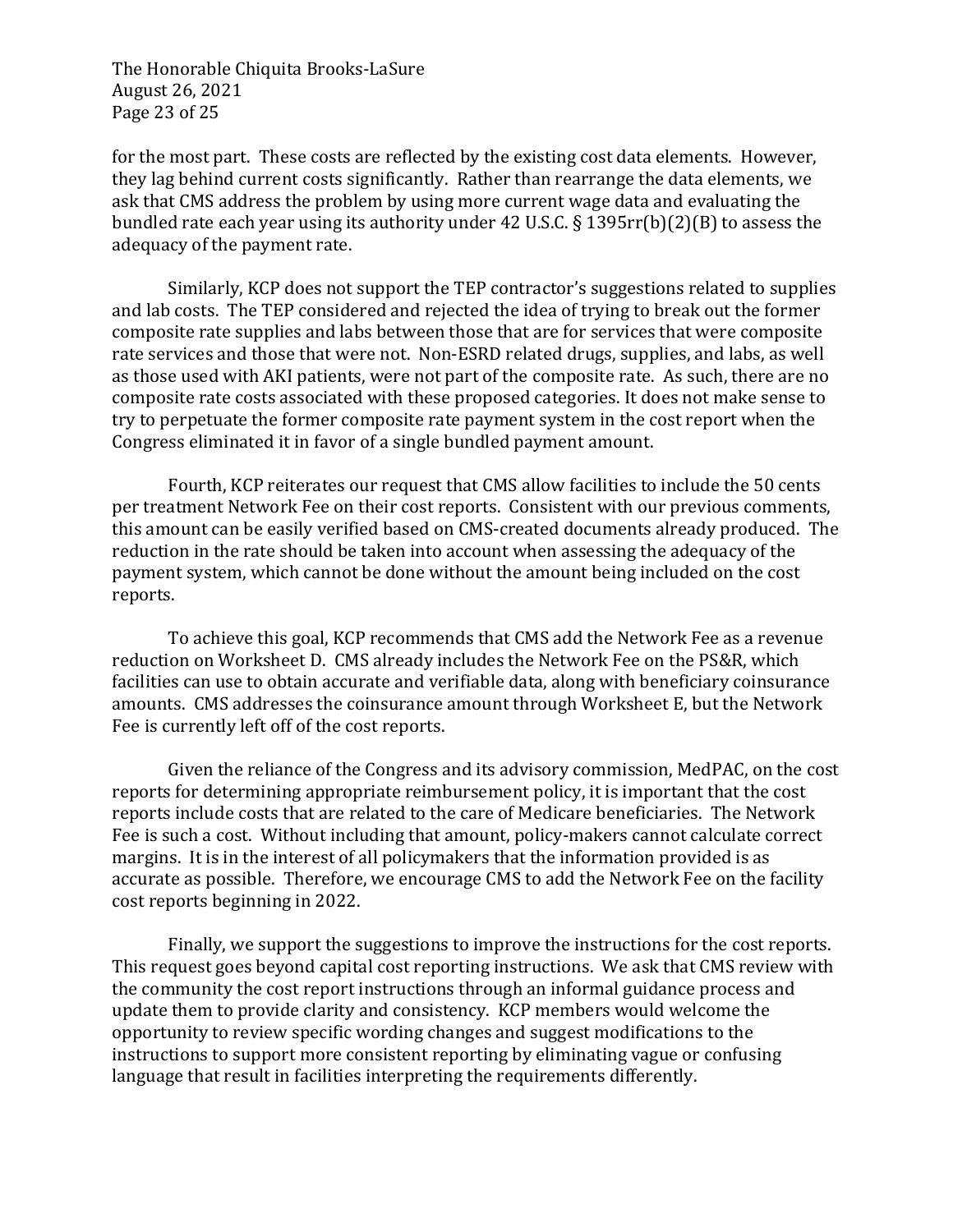for the most part. These costs are reflected by the existing cost data elements. However, they lag behind current costs significantly. Rather than rearrange the data elements, we ask that CMS address the problem by using more current wage data and evaluating the bundled rate each year using its authority under 42 U.S.C. § 1395rr(b)(2)(B) to assess the adequacy of the payment rate.

Similarly, KCP does not support the TEP contractor's suggestions related to supplies and lab costs. The TEP considered and rejected the idea of trying to break out the former composite rate supplies and labs between those that are for services that were composite rate services and those that were not. Non-ESRD related drugs, supplies, and labs, as well as those used with AKI patients, were not part of the composite rate. As such, there are no composite rate costs associated with these proposed categories. It does not make sense to try to perpetuate the former composite rate payment system in the cost report when the Congress eliminated it in favor of a single bundled payment amount.

Fourth, KCP reiterates our request that CMS allow facilities to include the 50 cents per treatment Network Fee on their cost reports. Consistent with our previous comments, this amount can be easily verified based on CMS-created documents already produced. The reduction in the rate should be taken into account when assessing the adequacy of the payment system, which cannot be done without the amount being included on the cost reports.

To achieve this goal, KCP recommends that CMS add the Network Fee as a revenue reduction on Worksheet D. CMS already includes the Network Fee on the PS&R, which facilities can use to obtain accurate and verifiable data, along with beneficiary coinsurance amounts. CMS addresses the coinsurance amount through Worksheet E, but the Network Fee is currently left off of the cost reports.

Given the reliance of the Congress and its advisory commission, MedPAC, on the cost reports for determining appropriate reimbursement policy, it is important that the cost reports include costs that are related to the care of Medicare beneficiaries. The Network Fee is such a cost. Without including that amount, policy-makers cannot calculate correct margins. It is in the interest of all policymakers that the information provided is as accurate as possible. Therefore, we encourage CMS to add the Network Fee on the facility cost reports beginning in 2022.

Finally, we support the suggestions to improve the instructions for the cost reports. This request goes beyond capital cost reporting instructions. We ask that CMS review with the community the cost report instructions through an informal guidance process and update them to provide clarity and consistency. KCP members would welcome the opportunity to review specific wording changes and suggest modifications to the instructions to support more consistent reporting by eliminating vague or confusing language that result in facilities interpreting the requirements differently.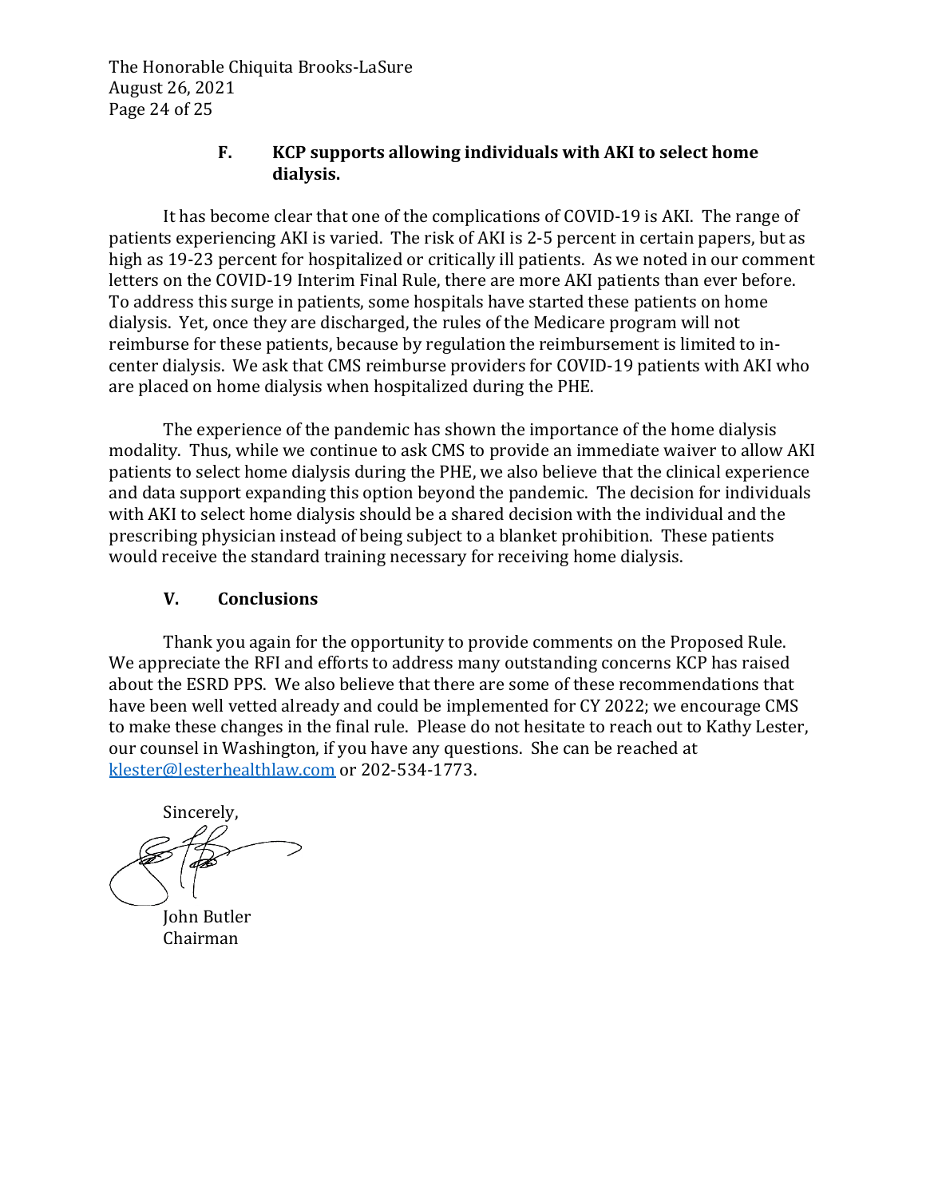### F. KCP supports allowing individuals with AKI to select home dialysis.

It has become clear that one of the complications of COVID-19 is AKI. The range of patients experiencing AKI is varied. The risk of AKI is 2-5 percent in certain papers, but as high as 19-23 percent for hospitalized or critically ill patients. As we noted in our comment letters on the COVID-19 Interim Final Rule, there are more AKI patients than ever before. To address this surge in patients, some hospitals have started these patients on home dialysis. Yet, once they are discharged, the rules of the Medicare program will not reimburse for these patients, because by regulation the reimbursement is limited to in-center dialysis. We ask that CMS reimburse providers for COVID-19 patients with AKI who are placed on home dialysis when hospitalized during the PHE.

The experience of the pandemic has shown the importance of the home dialysis modality. Thus, while we continue to ask CMS to provide an immediate waiver to allow AKI patients to select home dialysis during the PHE, we also believe that the clinical experience and data support expanding this option beyond the pandemic. The decision for individuals with AKI to select home dialysis should be a shared decision with the individual and the prescribing physician instead of being subject to a blanket prohibition. These patients would receive the standard training necessary for receiving home dialysis.

## V. Conclusions

Thank you again for the opportunity to provide comments on the Proposed Rule. We appreciate the RFI and efforts to address many outstanding concerns KCP has raised about the ESRD PPS. We also believe that there are some of these recommendations that have been well vetted already and could be implemented for CY 2022; we encourage CMS to make these changes in the final rule. Please do not hesitate to reach out to Kathy Lester, our counsel in Washington, if you have any questions. She can be reached at klester@lesterhealthlaw.com or 202-534-1773.

Sincerely,

John Butler
Chairman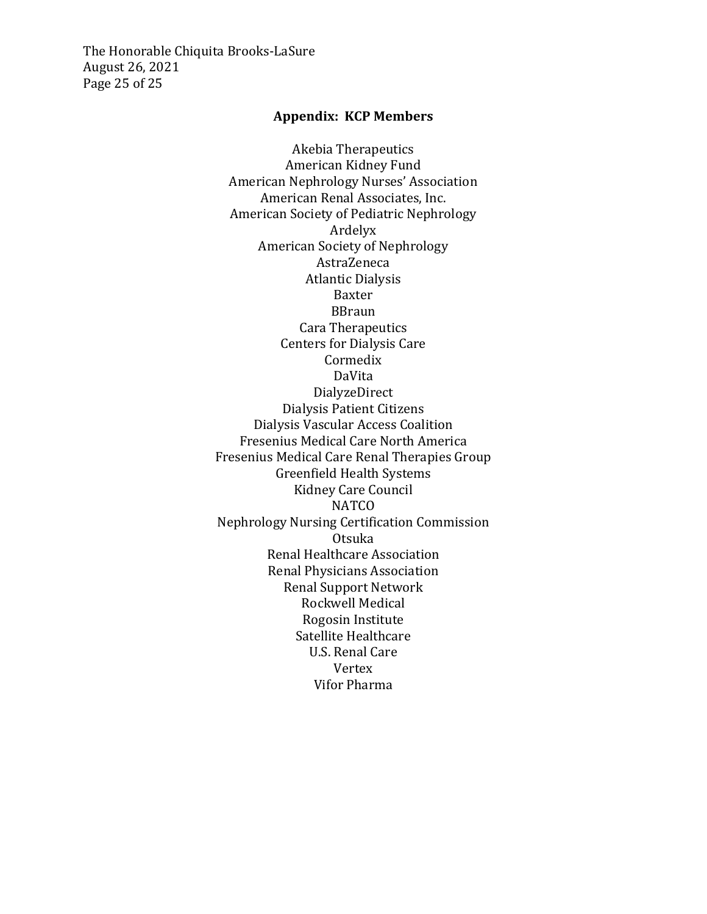## Appendix: KCP Members

Akebia Therapeutics
American Kidney Fund
American Nephrology Nurses' Association
American Renal Associates, Inc.
American Society of Pediatric Nephrology
Ardelyx
American Society of Nephrology
AstraZeneca
Atlantic Dialysis
Baxter
BBraun
Cara Therapeutics
Centers for Dialysis Care
Cormedix
DaVita
DialyzeDirect
Dialysis Patient Citizens
Dialysis Vascular Access Coalition
Fresenius Medical Care North America
Fresenius Medical Care Renal Therapies Group
Greenfield Health Systems
Kidney Care Council
NATCO
Nephrology Nursing Certification Commission
Otsuka
Renal Healthcare Association
Renal Physicians Association
Renal Support Network
Rockwell Medical
Rogosin Institute
Satellite Healthcare
U.S. Renal Care
Vertex
Vifor Pharma